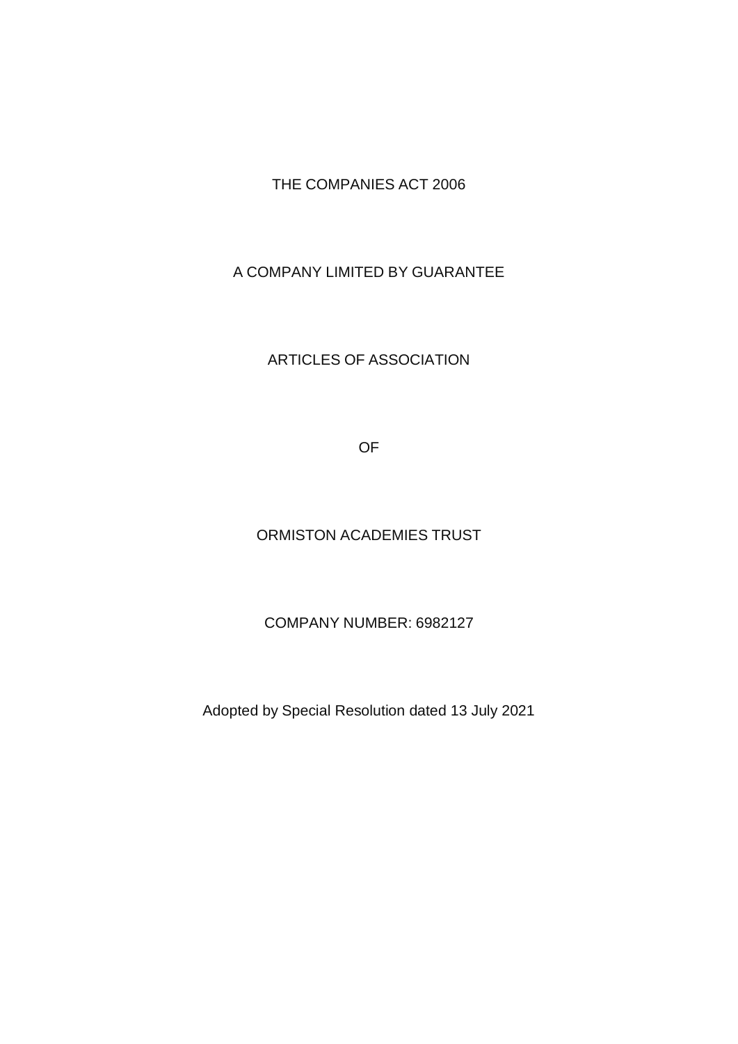THE COMPANIES ACT 2006

A COMPANY LIMITED BY GUARANTEE

# ARTICLES OF ASSOCIATION

OF

# ORMISTON ACADEMIES TRUST

COMPANY NUMBER: 6982127

Adopted by Special Resolution dated 13 July 2021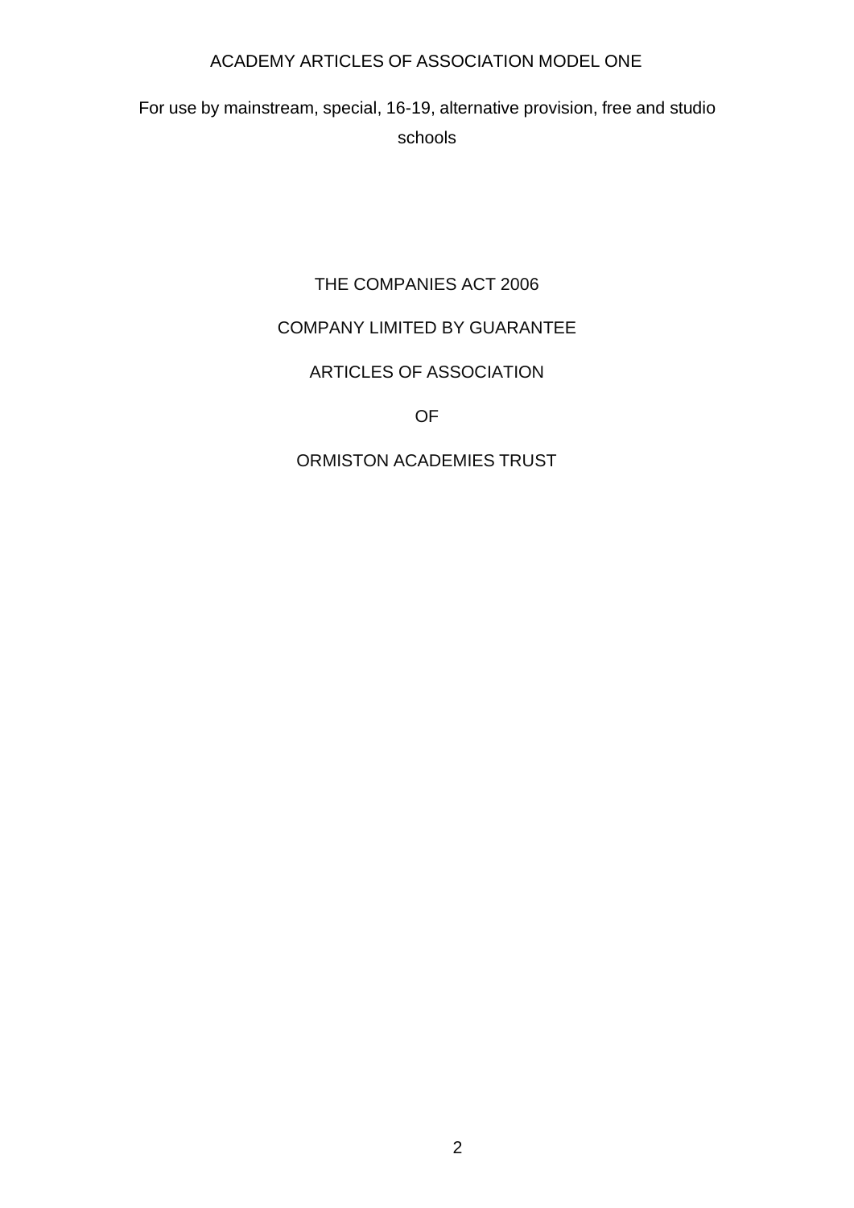ACADEMY ARTICLES OF ASSOCIATION MODEL ONE

For use by mainstream, special, 16-19, alternative provision, free and studio schools

THE COMPANIES ACT 2006

COMPANY LIMITED BY GUARANTEE

ARTICLES OF ASSOCIATION

OF

ORMISTON ACADEMIES TRUST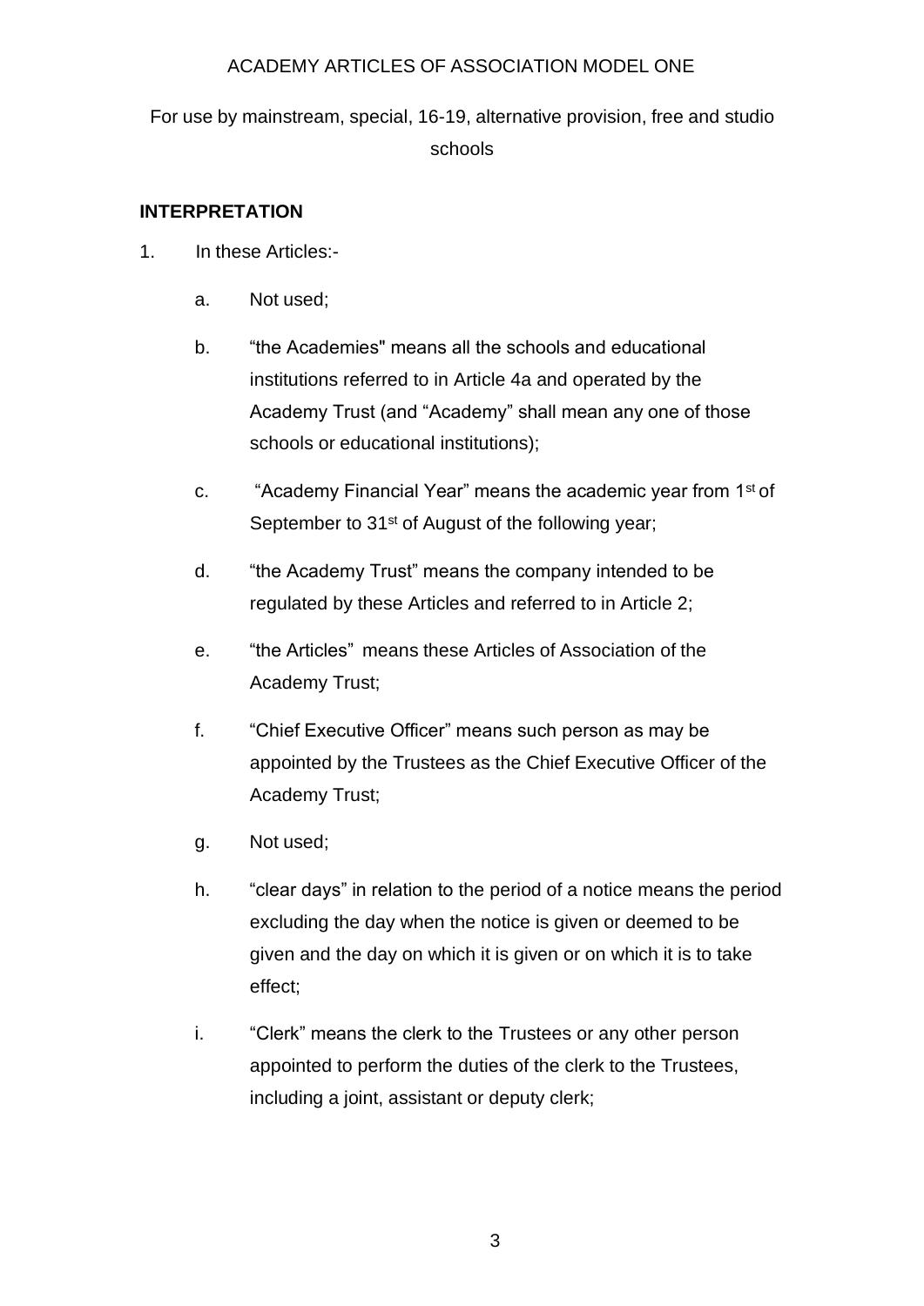# ACADEMY ARTICLES OF ASSOCIATION MODEL ONE

For use by mainstream, special, 16-19, alternative provision, free and studio schools

## INTERPRETATION

1. In these Articles:-

   a. Not used;

   b. "the Academies" means all the schools and educational institutions referred to in Article 4a and operated by the Academy Trust (and "Academy" shall mean any one of those schools or educational institutions);

   c. "Academy Financial Year" means the academic year from 1st of September to 31st of August of the following year;

   d. "the Academy Trust" means the company intended to be regulated by these Articles and referred to in Article 2;

   e. "the Articles" means these Articles of Association of the Academy Trust;

   f. "Chief Executive Officer" means such person as may be appointed by the Trustees as the Chief Executive Officer of the Academy Trust;

   g. Not used;

   h. "clear days" in relation to the period of a notice means the period excluding the day when the notice is given or deemed to be given and the day on which it is given or on which it is to take effect;

   i. "Clerk" means the clerk to the Trustees or any other person appointed to perform the duties of the clerk to the Trustees, including a joint, assistant or deputy clerk;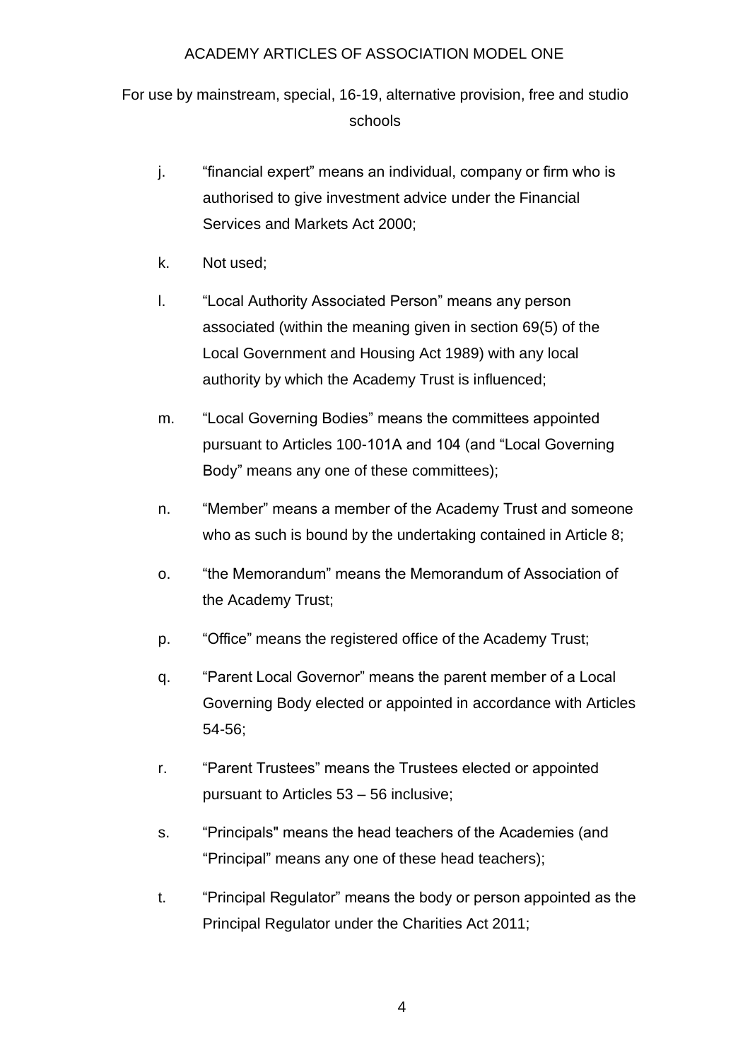j. “financial expert” means an individual, company or firm who is authorised to give investment advice under the Financial Services and Markets Act 2000;

k. Not used;

l. “Local Authority Associated Person” means any person associated (within the meaning given in section 69(5) of the Local Government and Housing Act 1989) with any local authority by which the Academy Trust is influenced;

m. “Local Governing Bodies” means the committees appointed pursuant to Articles 100-101A and 104 (and “Local Governing Body” means any one of these committees);

n. “Member” means a member of the Academy Trust and someone who as such is bound by the undertaking contained in Article 8;

o. “the Memorandum” means the Memorandum of Association of the Academy Trust;

p. “Office” means the registered office of the Academy Trust;

q. “Parent Local Governor” means the parent member of a Local Governing Body elected or appointed in accordance with Articles 54-56;

r. “Parent Trustees” means the Trustees elected or appointed pursuant to Articles 53 – 56 inclusive;

s. “Principals" means the head teachers of the Academies (and “Principal” means any one of these head teachers);

t. “Principal Regulator” means the body or person appointed as the Principal Regulator under the Charities Act 2011;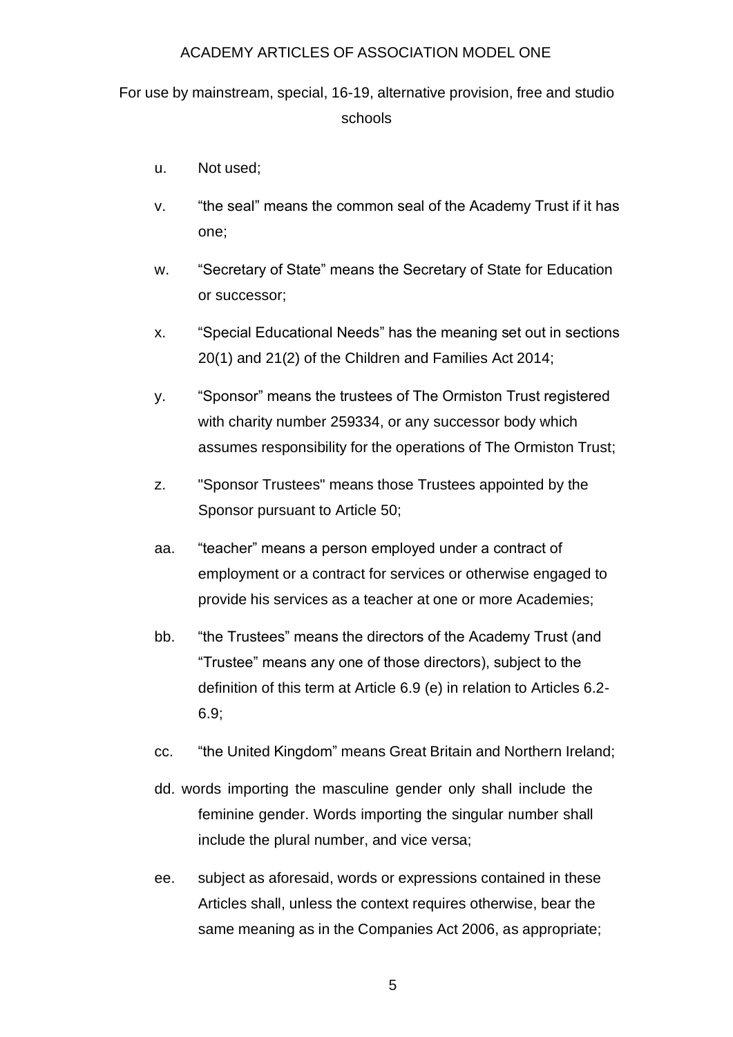u. Not used;

v. “the seal” means the common seal of the Academy Trust if it has one;

w. “Secretary of State” means the Secretary of State for Education or successor;

x. “Special Educational Needs” has the meaning set out in sections 20(1) and 21(2) of the Children and Families Act 2014;

y. “Sponsor” means the trustees of The Ormiston Trust registered with charity number 259334, or any successor body which assumes responsibility for the operations of The Ormiston Trust;

z. "Sponsor Trustees" means those Trustees appointed by the Sponsor pursuant to Article 50;

aa. “teacher” means a person employed under a contract of employment or a contract for services or otherwise engaged to provide his services as a teacher at one or more Academies;

bb. “the Trustees” means the directors of the Academy Trust (and “Trustee” means any one of those directors), subject to the definition of this term at Article 6.9 (e) in relation to Articles 6.2-6.9;

cc. “the United Kingdom” means Great Britain and Northern Ireland;

dd. words importing the masculine gender only shall include the feminine gender. Words importing the singular number shall include the plural number, and vice versa;

ee. subject as aforesaid, words or expressions contained in these Articles shall, unless the context requires otherwise, bear the same meaning as in the Companies Act 2006, as appropriate;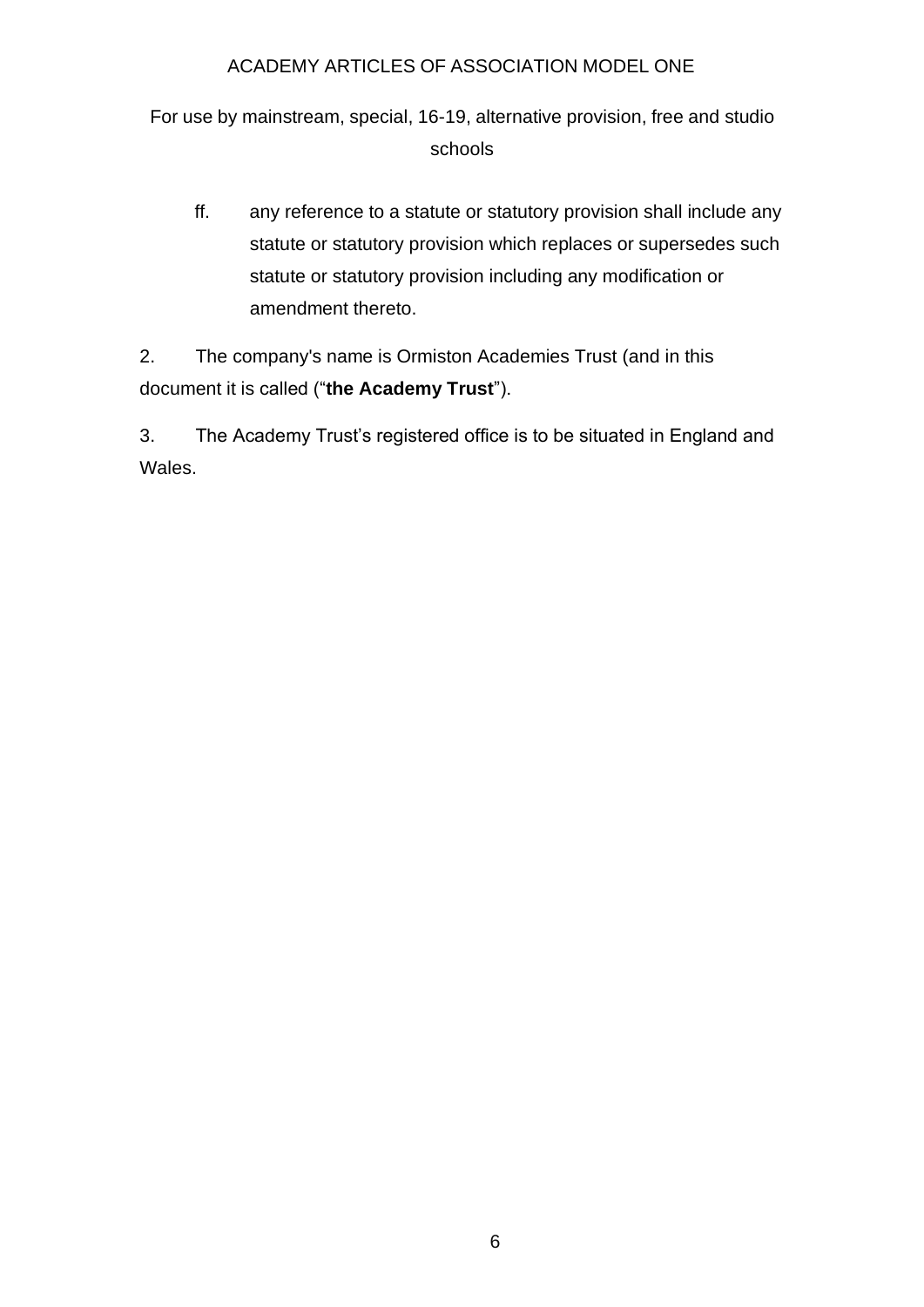ff. any reference to a statute or statutory provision shall include any statute or statutory provision which replaces or supersedes such statute or statutory provision including any modification or amendment thereto.

2. The company's name is Ormiston Academies Trust (and in this document it is called ("**the Academy Trust**").

3. The Academy Trust's registered office is to be situated in England and Wales.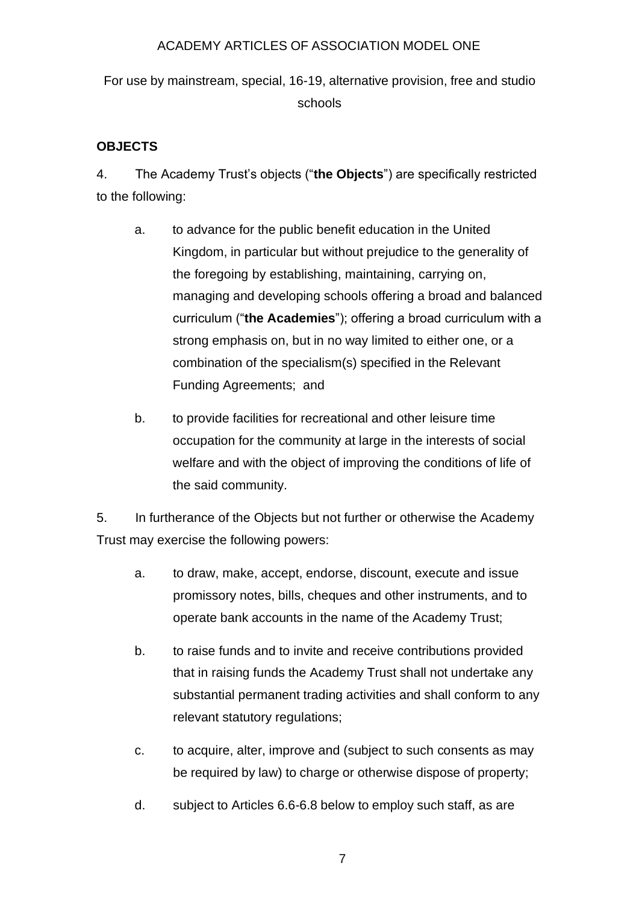## OBJECTS

4. The Academy Trust's objects ("**the Objects**") are specifically restricted to the following:

  a. to advance for the public benefit education in the United Kingdom, in particular but without prejudice to the generality of the foregoing by establishing, maintaining, carrying on, managing and developing schools offering a broad and balanced curriculum ("**the Academies**"); offering a broad curriculum with a strong emphasis on, but in no way limited to either one, or a combination of the specialism(s) specified in the Relevant Funding Agreements; and

  b. to provide facilities for recreational and other leisure time occupation for the community at large in the interests of social welfare and with the object of improving the conditions of life of the said community.

5. In furtherance of the Objects but not further or otherwise the Academy Trust may exercise the following powers:

  a. to draw, make, accept, endorse, discount, execute and issue promissory notes, bills, cheques and other instruments, and to operate bank accounts in the name of the Academy Trust;

  b. to raise funds and to invite and receive contributions provided that in raising funds the Academy Trust shall not undertake any substantial permanent trading activities and shall conform to any relevant statutory regulations;

  c. to acquire, alter, improve and (subject to such consents as may be required by law) to charge or otherwise dispose of property;

  d. subject to Articles 6.6-6.8 below to employ such staff, as are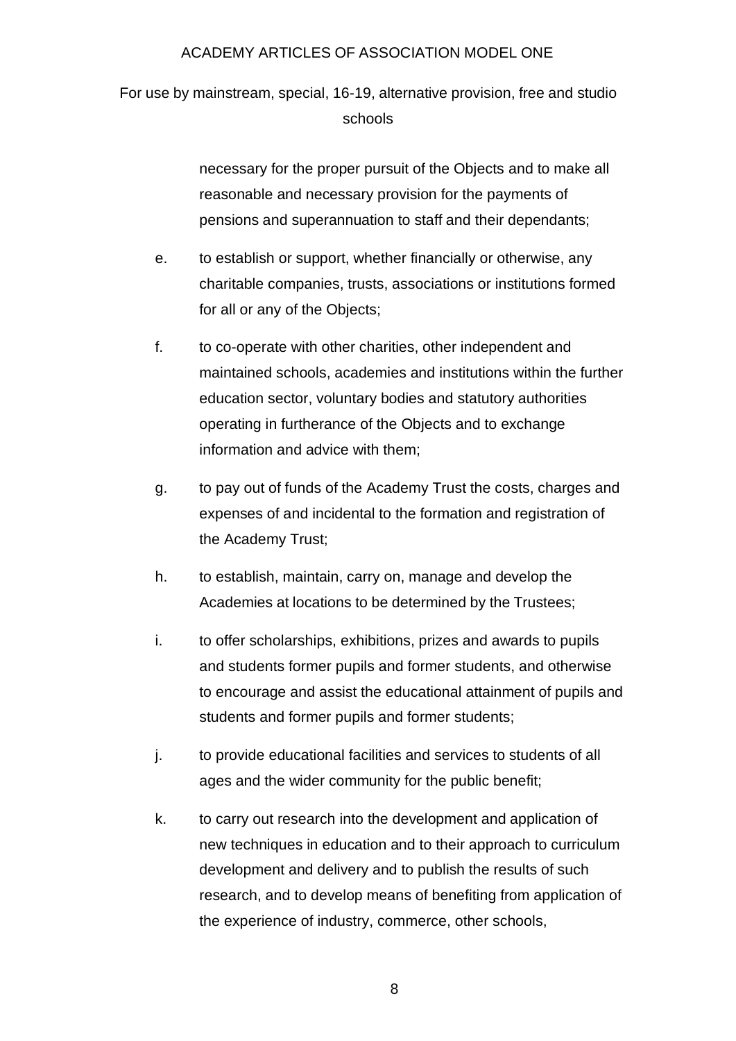necessary for the proper pursuit of the Objects and to make all reasonable and necessary provision for the payments of pensions and superannuation to staff and their dependants;

e. to establish or support, whether financially or otherwise, any charitable companies, trusts, associations or institutions formed for all or any of the Objects;

f. to co-operate with other charities, other independent and maintained schools, academies and institutions within the further education sector, voluntary bodies and statutory authorities operating in furtherance of the Objects and to exchange information and advice with them;

g. to pay out of funds of the Academy Trust the costs, charges and expenses of and incidental to the formation and registration of the Academy Trust;

h. to establish, maintain, carry on, manage and develop the Academies at locations to be determined by the Trustees;

i. to offer scholarships, exhibitions, prizes and awards to pupils and students former pupils and former students, and otherwise to encourage and assist the educational attainment of pupils and students and former pupils and former students;

j. to provide educational facilities and services to students of all ages and the wider community for the public benefit;

k. to carry out research into the development and application of new techniques in education and to their approach to curriculum development and delivery and to publish the results of such research, and to develop means of benefiting from application of the experience of industry, commerce, other schools,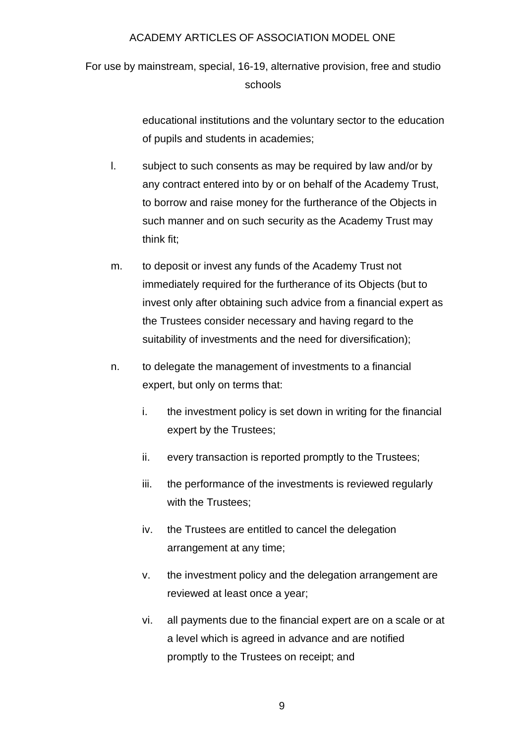educational institutions and the voluntary sector to the education of pupils and students in academies;

l. subject to such consents as may be required by law and/or by any contract entered into by or on behalf of the Academy Trust, to borrow and raise money for the furtherance of the Objects in such manner and on such security as the Academy Trust may think fit;

m. to deposit or invest any funds of the Academy Trust not immediately required for the furtherance of its Objects (but to invest only after obtaining such advice from a financial expert as the Trustees consider necessary and having regard to the suitability of investments and the need for diversification);

n. to delegate the management of investments to a financial expert, but only on terms that:

   i. the investment policy is set down in writing for the financial expert by the Trustees;

   ii. every transaction is reported promptly to the Trustees;

   iii. the performance of the investments is reviewed regularly with the Trustees;

   iv. the Trustees are entitled to cancel the delegation arrangement at any time;

   v. the investment policy and the delegation arrangement are reviewed at least once a year;

   vi. all payments due to the financial expert are on a scale or at a level which is agreed in advance and are notified promptly to the Trustees on receipt; and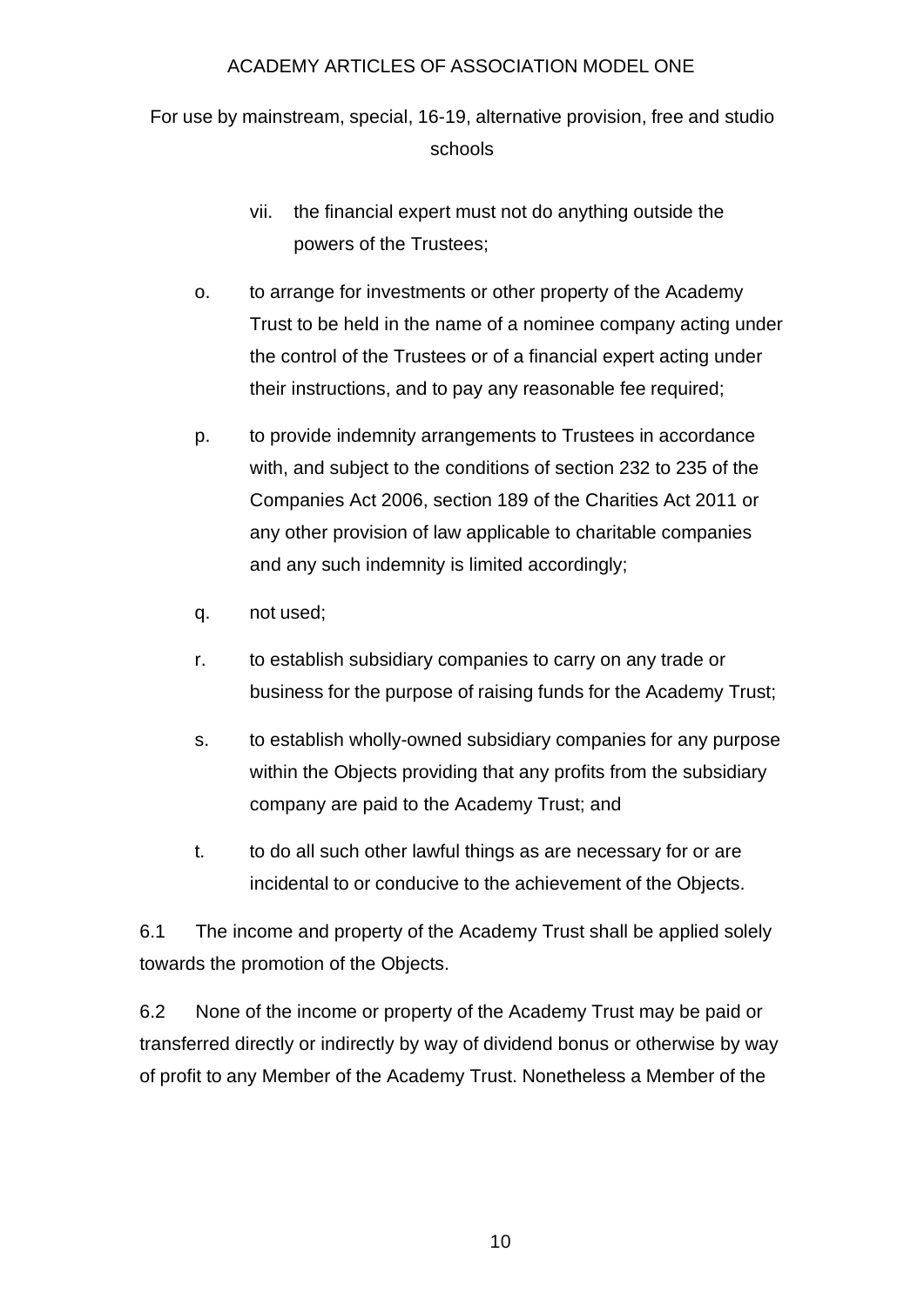vii. the financial expert must not do anything outside the powers of the Trustees;

o. to arrange for investments or other property of the Academy Trust to be held in the name of a nominee company acting under the control of the Trustees or of a financial expert acting under their instructions, and to pay any reasonable fee required;

p. to provide indemnity arrangements to Trustees in accordance with, and subject to the conditions of section 232 to 235 of the Companies Act 2006, section 189 of the Charities Act 2011 or any other provision of law applicable to charitable companies and any such indemnity is limited accordingly;

q. not used;

r. to establish subsidiary companies to carry on any trade or business for the purpose of raising funds for the Academy Trust;

s. to establish wholly-owned subsidiary companies for any purpose within the Objects providing that any profits from the subsidiary company are paid to the Academy Trust; and

t. to do all such other lawful things as are necessary for or are incidental to or conducive to the achievement of the Objects.

6.1 The income and property of the Academy Trust shall be applied solely towards the promotion of the Objects.

6.2 None of the income or property of the Academy Trust may be paid or transferred directly or indirectly by way of dividend bonus or otherwise by way of profit to any Member of the Academy Trust. Nonetheless a Member of the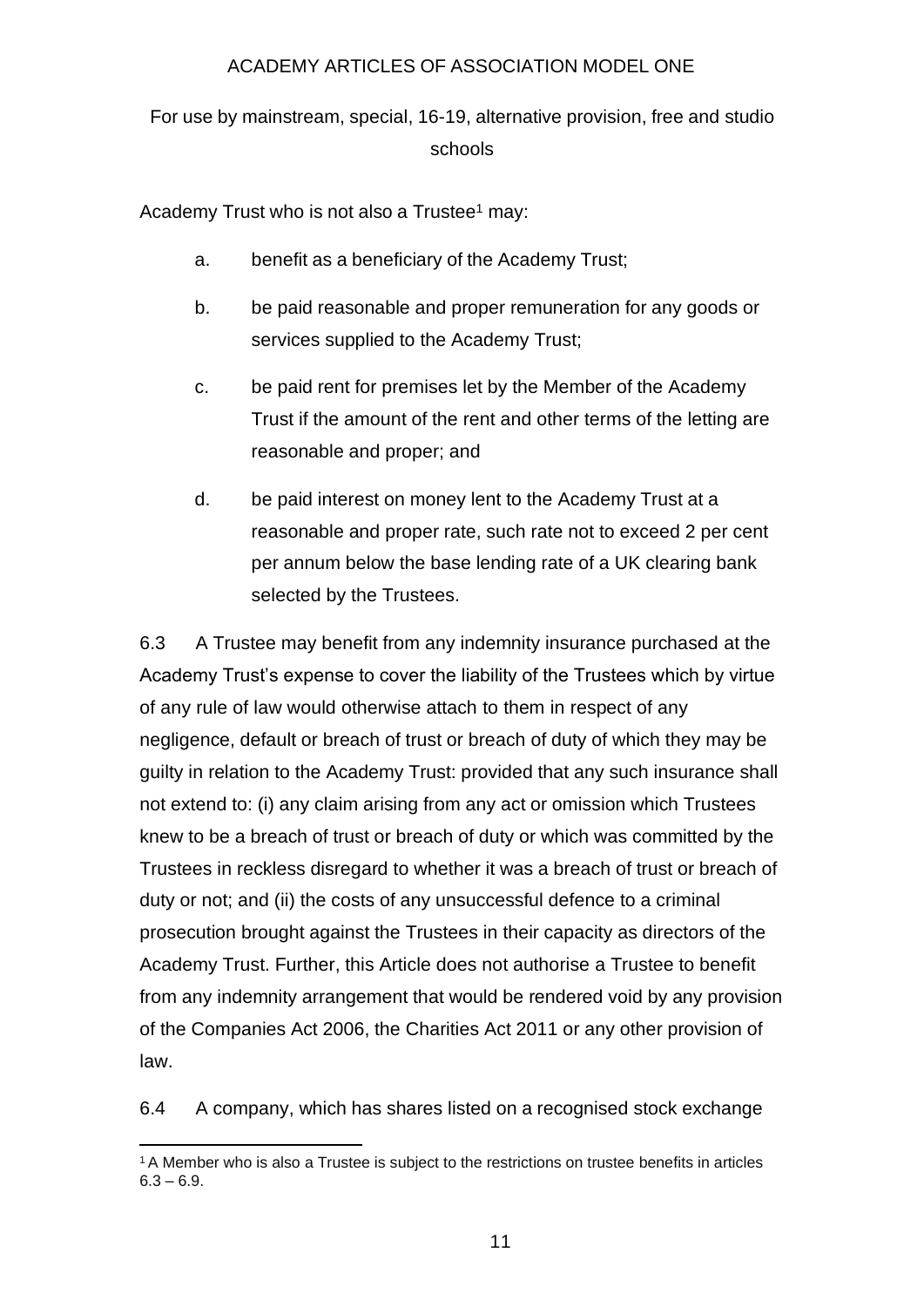Academy Trust who is not also a Trustee[1] may:

a. benefit as a beneficiary of the Academy Trust;

b. be paid reasonable and proper remuneration for any goods or services supplied to the Academy Trust;

c. be paid rent for premises let by the Member of the Academy Trust if the amount of the rent and other terms of the letting are reasonable and proper; and

d. be paid interest on money lent to the Academy Trust at a reasonable and proper rate, such rate not to exceed 2 per cent per annum below the base lending rate of a UK clearing bank selected by the Trustees.

6.3 A Trustee may benefit from any indemnity insurance purchased at the Academy Trust's expense to cover the liability of the Trustees which by virtue of any rule of law would otherwise attach to them in respect of any negligence, default or breach of trust or breach of duty of which they may be guilty in relation to the Academy Trust: provided that any such insurance shall not extend to: (i) any claim arising from any act or omission which Trustees knew to be a breach of trust or breach of duty or which was committed by the Trustees in reckless disregard to whether it was a breach of trust or breach of duty or not; and (ii) the costs of any unsuccessful defence to a criminal prosecution brought against the Trustees in their capacity as directors of the Academy Trust. Further, this Article does not authorise a Trustee to benefit from any indemnity arrangement that would be rendered void by any provision of the Companies Act 2006, the Charities Act 2011 or any other provision of law.

6.4 A company, which has shares listed on a recognised stock exchange

---

[1] A Member who is also a Trustee is subject to the restrictions on trustee benefits in articles 6.3 – 6.9.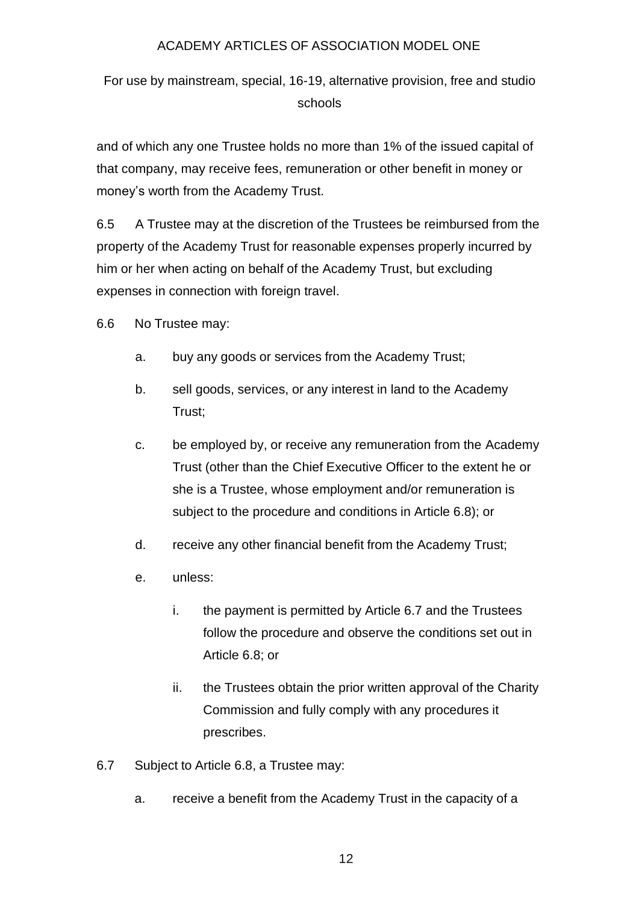and of which any one Trustee holds no more than 1% of the issued capital of that company, may receive fees, remuneration or other benefit in money or money's worth from the Academy Trust.

6.5 A Trustee may at the discretion of the Trustees be reimbursed from the property of the Academy Trust for reasonable expenses properly incurred by him or her when acting on behalf of the Academy Trust, but excluding expenses in connection with foreign travel.

6.6 No Trustee may:

a. buy any goods or services from the Academy Trust;

b. sell goods, services, or any interest in land to the Academy Trust;

c. be employed by, or receive any remuneration from the Academy Trust (other than the Chief Executive Officer to the extent he or she is a Trustee, whose employment and/or remuneration is subject to the procedure and conditions in Article 6.8); or

d. receive any other financial benefit from the Academy Trust;

e. unless:

   i. the payment is permitted by Article 6.7 and the Trustees follow the procedure and observe the conditions set out in Article 6.8; or

   ii. the Trustees obtain the prior written approval of the Charity Commission and fully comply with any procedures it prescribes.

6.7 Subject to Article 6.8, a Trustee may:

a. receive a benefit from the Academy Trust in the capacity of a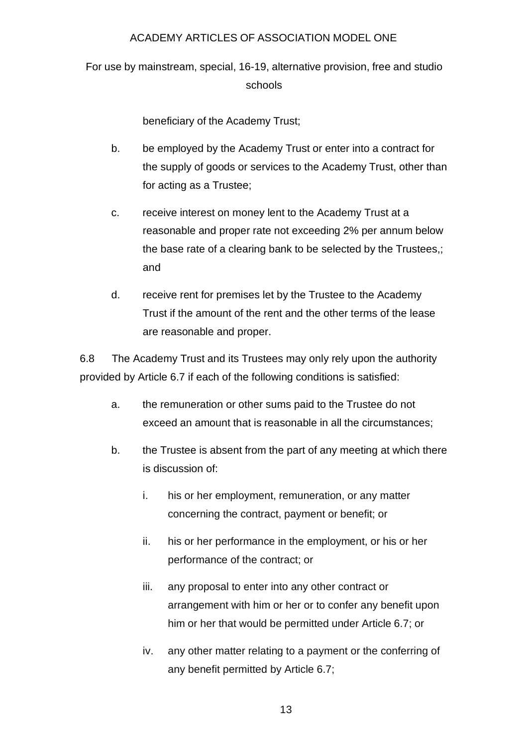beneficiary of the Academy Trust;

b. be employed by the Academy Trust or enter into a contract for the supply of goods or services to the Academy Trust, other than for acting as a Trustee;

c. receive interest on money lent to the Academy Trust at a reasonable and proper rate not exceeding 2% per annum below the base rate of a clearing bank to be selected by the Trustees,; and

d. receive rent for premises let by the Trustee to the Academy Trust if the amount of the rent and the other terms of the lease are reasonable and proper.

6.8 The Academy Trust and its Trustees may only rely upon the authority provided by Article 6.7 if each of the following conditions is satisfied:

a. the remuneration or other sums paid to the Trustee do not exceed an amount that is reasonable in all the circumstances;

b. the Trustee is absent from the part of any meeting at which there is discussion of:

   i. his or her employment, remuneration, or any matter concerning the contract, payment or benefit; or

   ii. his or her performance in the employment, or his or her performance of the contract; or

   iii. any proposal to enter into any other contract or arrangement with him or her or to confer any benefit upon him or her that would be permitted under Article 6.7; or

   iv. any other matter relating to a payment or the conferring of any benefit permitted by Article 6.7;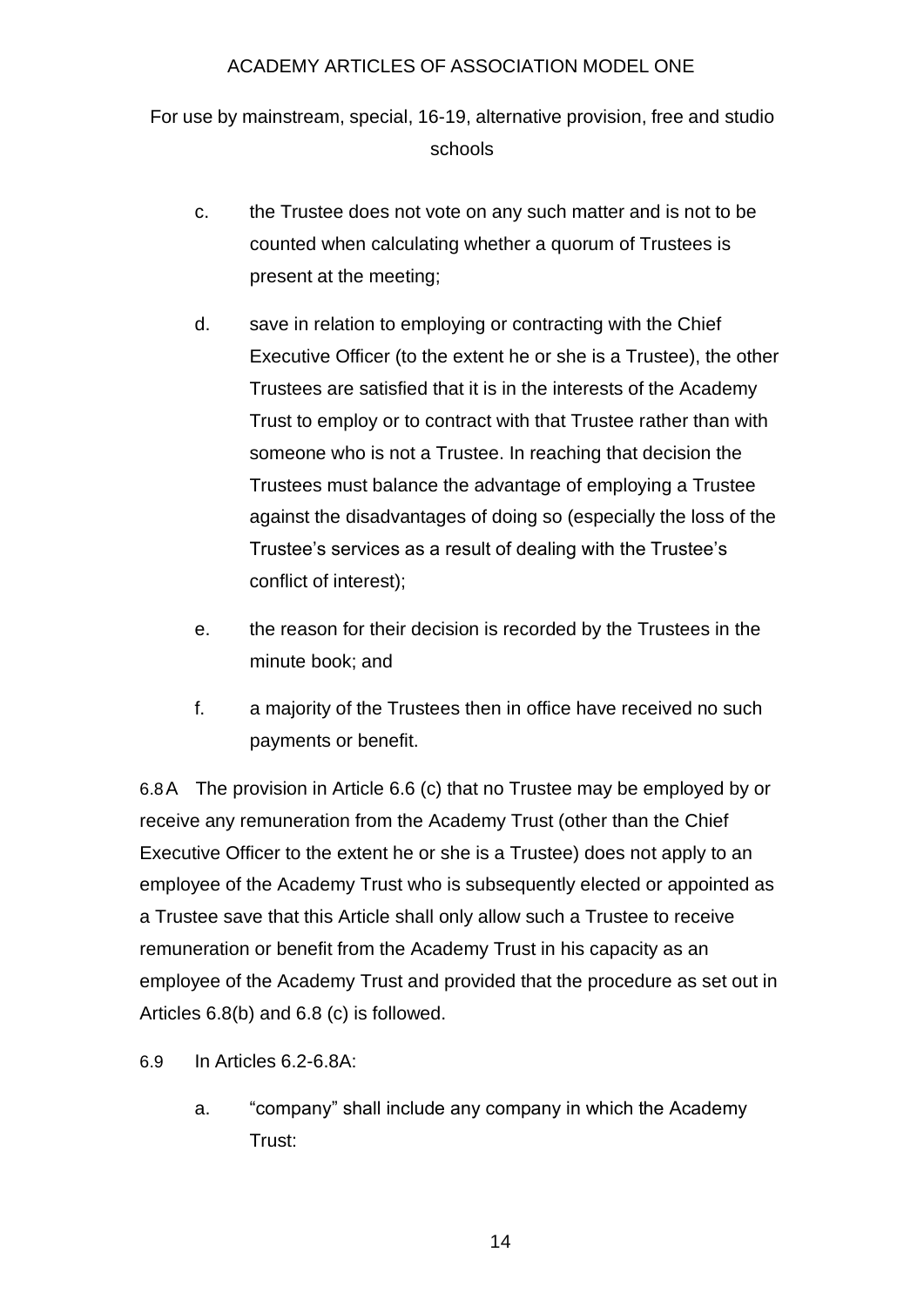c. the Trustee does not vote on any such matter and is not to be counted when calculating whether a quorum of Trustees is present at the meeting;

d. save in relation to employing or contracting with the Chief Executive Officer (to the extent he or she is a Trustee), the other Trustees are satisfied that it is in the interests of the Academy Trust to employ or to contract with that Trustee rather than with someone who is not a Trustee. In reaching that decision the Trustees must balance the advantage of employing a Trustee against the disadvantages of doing so (especially the loss of the Trustee's services as a result of dealing with the Trustee's conflict of interest);

e. the reason for their decision is recorded by the Trustees in the minute book; and

f. a majority of the Trustees then in office have received no such payments or benefit.

6.8A The provision in Article 6.6 (c) that no Trustee may be employed by or receive any remuneration from the Academy Trust (other than the Chief Executive Officer to the extent he or she is a Trustee) does not apply to an employee of the Academy Trust who is subsequently elected or appointed as a Trustee save that this Article shall only allow such a Trustee to receive remuneration or benefit from the Academy Trust in his capacity as an employee of the Academy Trust and provided that the procedure as set out in Articles 6.8(b) and 6.8 (c) is followed.

6.9 In Articles 6.2-6.8A:

a. "company" shall include any company in which the Academy Trust: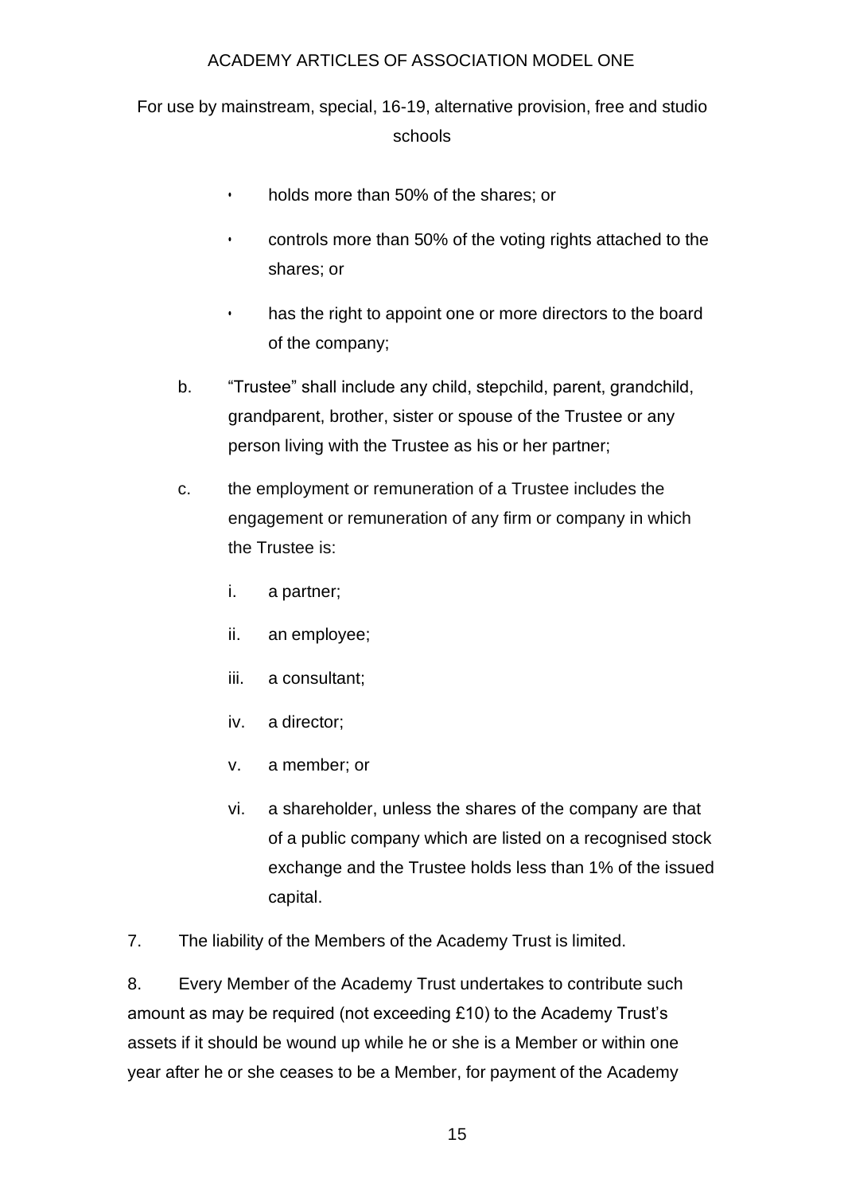- holds more than 50% of the shares; or
- controls more than 50% of the voting rights attached to the shares; or
- has the right to appoint one or more directors to the board of the company;

b. "Trustee" shall include any child, stepchild, parent, grandchild, grandparent, brother, sister or spouse of the Trustee or any person living with the Trustee as his or her partner;

c. the employment or remuneration of a Trustee includes the engagement or remuneration of any firm or company in which the Trustee is:

   i. a partner;

   ii. an employee;

   iii. a consultant;

   iv. a director;

   v. a member; or

   vi. a shareholder, unless the shares of the company are that of a public company which are listed on a recognised stock exchange and the Trustee holds less than 1% of the issued capital.

7. The liability of the Members of the Academy Trust is limited.

8. Every Member of the Academy Trust undertakes to contribute such amount as may be required (not exceeding £10) to the Academy Trust's assets if it should be wound up while he or she is a Member or within one year after he or she ceases to be a Member, for payment of the Academy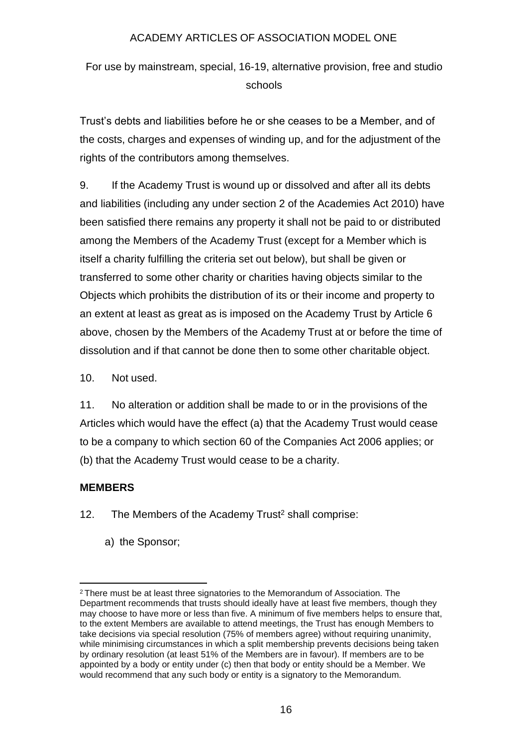Trust's debts and liabilities before he or she ceases to be a Member, and of the costs, charges and expenses of winding up, and for the adjustment of the rights of the contributors among themselves.

9. If the Academy Trust is wound up or dissolved and after all its debts and liabilities (including any under section 2 of the Academies Act 2010) have been satisfied there remains any property it shall not be paid to or distributed among the Members of the Academy Trust (except for a Member which is itself a charity fulfilling the criteria set out below), but shall be given or transferred to some other charity or charities having objects similar to the Objects which prohibits the distribution of its or their income and property to an extent at least as great as is imposed on the Academy Trust by Article 6 above, chosen by the Members of the Academy Trust at or before the time of dissolution and if that cannot be done then to some other charitable object.

10. Not used.

11. No alteration or addition shall be made to or in the provisions of the Articles which would have the effect (a) that the Academy Trust would cease to be a company to which section 60 of the Companies Act 2006 applies; or (b) that the Academy Trust would cease to be a charity.

**MEMBERS**

12. The Members of the Academy Trust[2] shall comprise:

a) the Sponsor;

[2] There must be at least three signatories to the Memorandum of Association. The Department recommends that trusts should ideally have at least five members, though they may choose to have more or less than five. A minimum of five members helps to ensure that, to the extent Members are available to attend meetings, the Trust has enough Members to take decisions via special resolution (75% of members agree) without requiring unanimity, while minimising circumstances in which a split membership prevents decisions being taken by ordinary resolution (at least 51% of the Members are in favour). If members are to be appointed by a body or entity under (c) then that body or entity should be a Member. We would recommend that any such body or entity is a signatory to the Memorandum.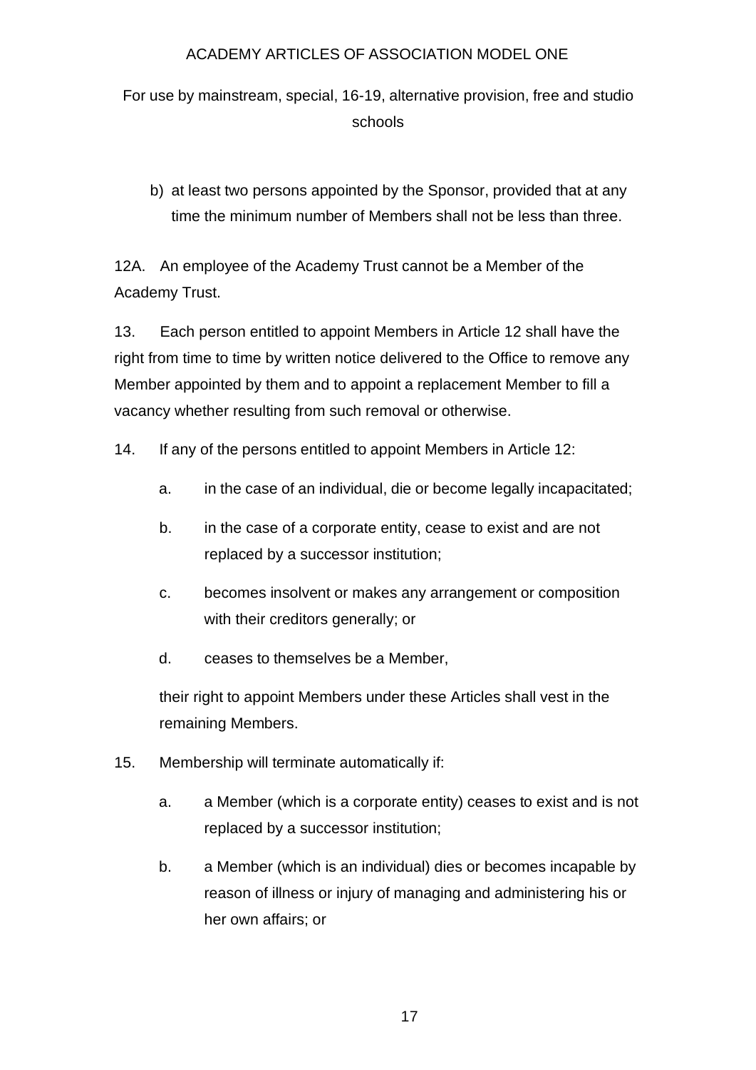b) at least two persons appointed by the Sponsor, provided that at any time the minimum number of Members shall not be less than three.

12A. An employee of the Academy Trust cannot be a Member of the Academy Trust.

13. Each person entitled to appoint Members in Article 12 shall have the right from time to time by written notice delivered to the Office to remove any Member appointed by them and to appoint a replacement Member to fill a vacancy whether resulting from such removal or otherwise.

14. If any of the persons entitled to appoint Members in Article 12:

   a. in the case of an individual, die or become legally incapacitated;

   b. in the case of a corporate entity, cease to exist and are not replaced by a successor institution;

   c. becomes insolvent or makes any arrangement or composition with their creditors generally; or

   d. ceases to themselves be a Member,

   their right to appoint Members under these Articles shall vest in the remaining Members.

15. Membership will terminate automatically if:

   a. a Member (which is a corporate entity) ceases to exist and is not replaced by a successor institution;

   b. a Member (which is an individual) dies or becomes incapable by reason of illness or injury of managing and administering his or her own affairs; or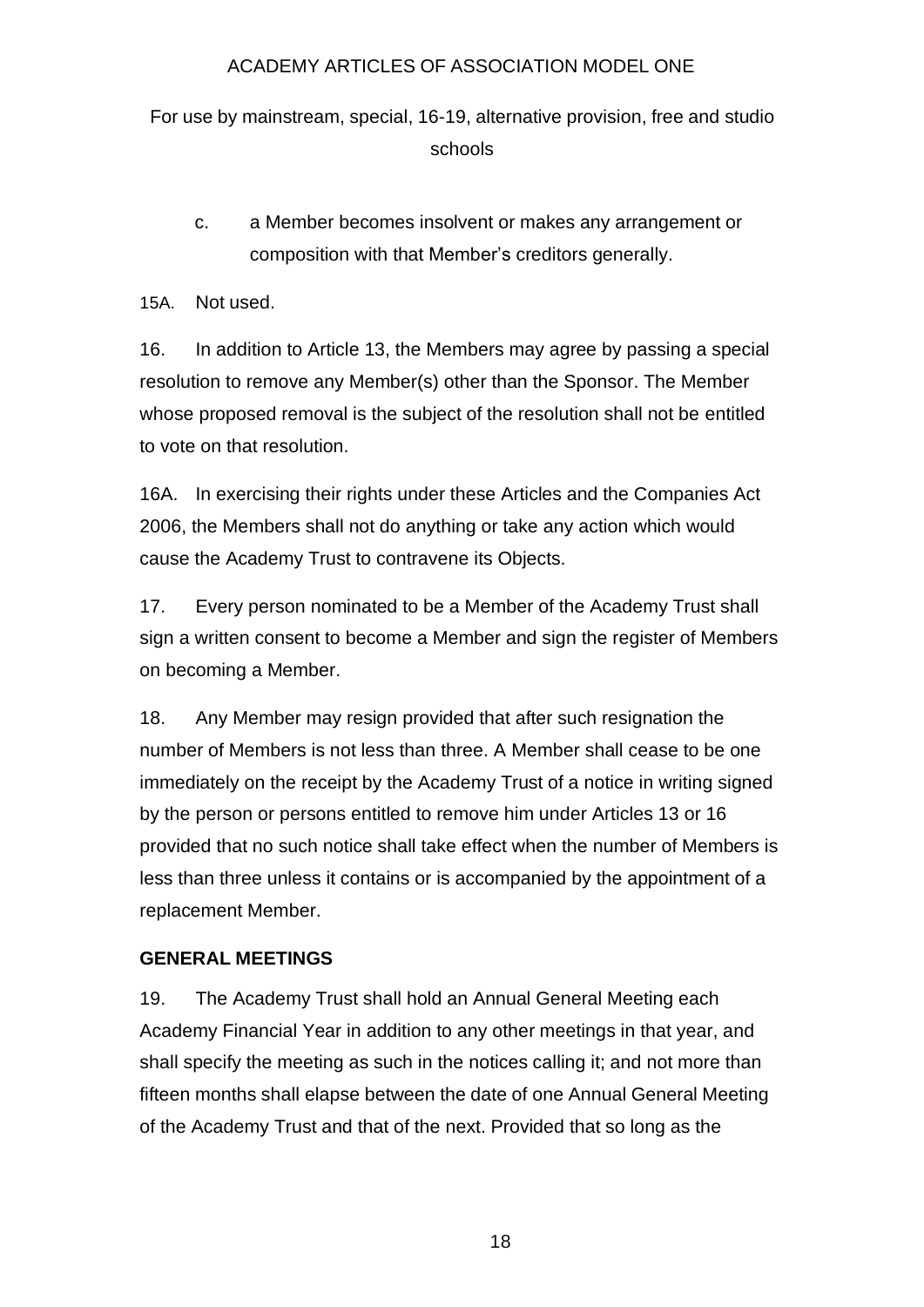c. a Member becomes insolvent or makes any arrangement or composition with that Member's creditors generally.

15A. Not used.

16. In addition to Article 13, the Members may agree by passing a special resolution to remove any Member(s) other than the Sponsor. The Member whose proposed removal is the subject of the resolution shall not be entitled to vote on that resolution.

16A. In exercising their rights under these Articles and the Companies Act 2006, the Members shall not do anything or take any action which would cause the Academy Trust to contravene its Objects.

17. Every person nominated to be a Member of the Academy Trust shall sign a written consent to become a Member and sign the register of Members on becoming a Member.

18. Any Member may resign provided that after such resignation the number of Members is not less than three. A Member shall cease to be one immediately on the receipt by the Academy Trust of a notice in writing signed by the person or persons entitled to remove him under Articles 13 or 16 provided that no such notice shall take effect when the number of Members is less than three unless it contains or is accompanied by the appointment of a replacement Member.

**GENERAL MEETINGS**

19. The Academy Trust shall hold an Annual General Meeting each Academy Financial Year in addition to any other meetings in that year, and shall specify the meeting as such in the notices calling it; and not more than fifteen months shall elapse between the date of one Annual General Meeting of the Academy Trust and that of the next. Provided that so long as the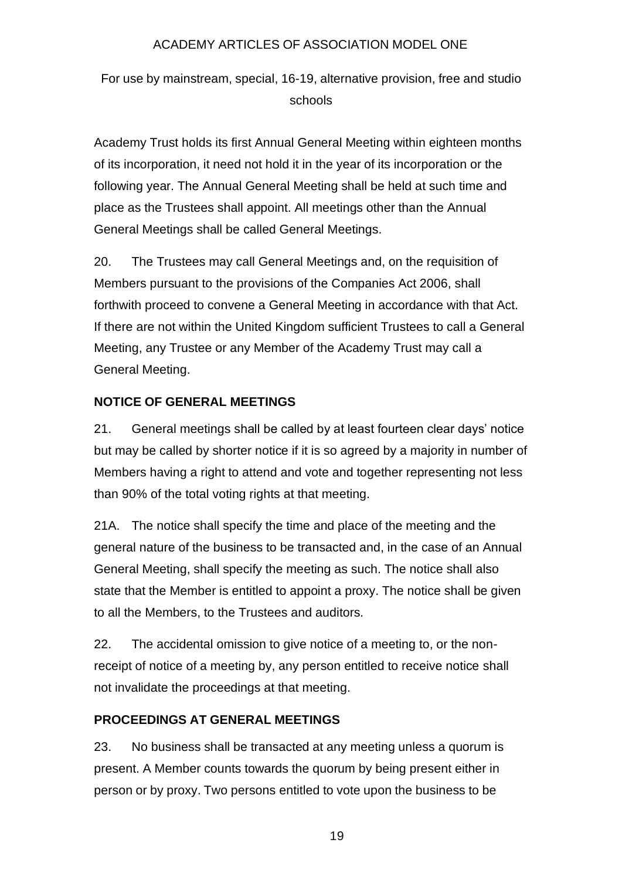Academy Trust holds its first Annual General Meeting within eighteen months of its incorporation, it need not hold it in the year of its incorporation or the following year. The Annual General Meeting shall be held at such time and place as the Trustees shall appoint. All meetings other than the Annual General Meetings shall be called General Meetings.

20. The Trustees may call General Meetings and, on the requisition of Members pursuant to the provisions of the Companies Act 2006, shall forthwith proceed to convene a General Meeting in accordance with that Act. If there are not within the United Kingdom sufficient Trustees to call a General Meeting, any Trustee or any Member of the Academy Trust may call a General Meeting.

**NOTICE OF GENERAL MEETINGS**

21. General meetings shall be called by at least fourteen clear days' notice but may be called by shorter notice if it is so agreed by a majority in number of Members having a right to attend and vote and together representing not less than 90% of the total voting rights at that meeting.

21A. The notice shall specify the time and place of the meeting and the general nature of the business to be transacted and, in the case of an Annual General Meeting, shall specify the meeting as such. The notice shall also state that the Member is entitled to appoint a proxy. The notice shall be given to all the Members, to the Trustees and auditors.

22. The accidental omission to give notice of a meeting to, or the non-receipt of notice of a meeting by, any person entitled to receive notice shall not invalidate the proceedings at that meeting.

**PROCEEDINGS AT GENERAL MEETINGS**

23. No business shall be transacted at any meeting unless a quorum is present. A Member counts towards the quorum by being present either in person or by proxy. Two persons entitled to vote upon the business to be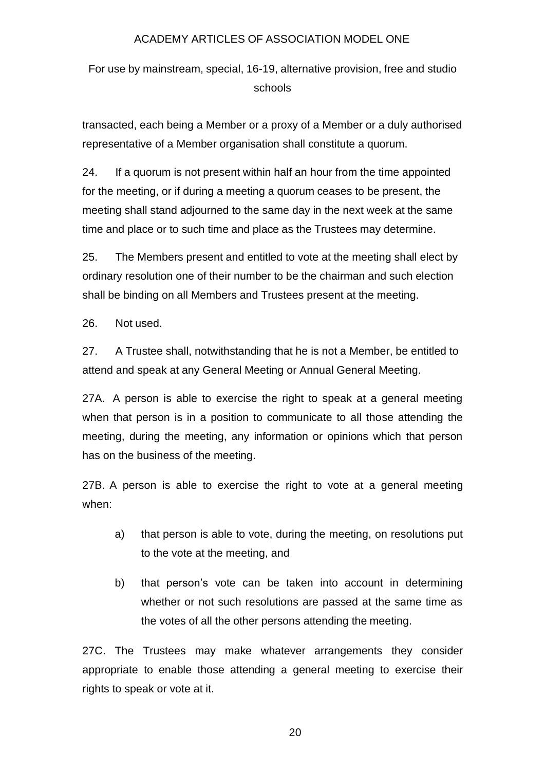transacted, each being a Member or a proxy of a Member or a duly authorised representative of a Member organisation shall constitute a quorum.

24. If a quorum is not present within half an hour from the time appointed for the meeting, or if during a meeting a quorum ceases to be present, the meeting shall stand adjourned to the same day in the next week at the same time and place or to such time and place as the Trustees may determine.

25. The Members present and entitled to vote at the meeting shall elect by ordinary resolution one of their number to be the chairman and such election shall be binding on all Members and Trustees present at the meeting.

26. Not used.

27. A Trustee shall, notwithstanding that he is not a Member, be entitled to attend and speak at any General Meeting or Annual General Meeting.

27A. A person is able to exercise the right to speak at a general meeting when that person is in a position to communicate to all those attending the meeting, during the meeting, any information or opinions which that person has on the business of the meeting.

27B. A person is able to exercise the right to vote at a general meeting when:

a) that person is able to vote, during the meeting, on resolutions put to the vote at the meeting, and

b) that person's vote can be taken into account in determining whether or not such resolutions are passed at the same time as the votes of all the other persons attending the meeting.

27C. The Trustees may make whatever arrangements they consider appropriate to enable those attending a general meeting to exercise their rights to speak or vote at it.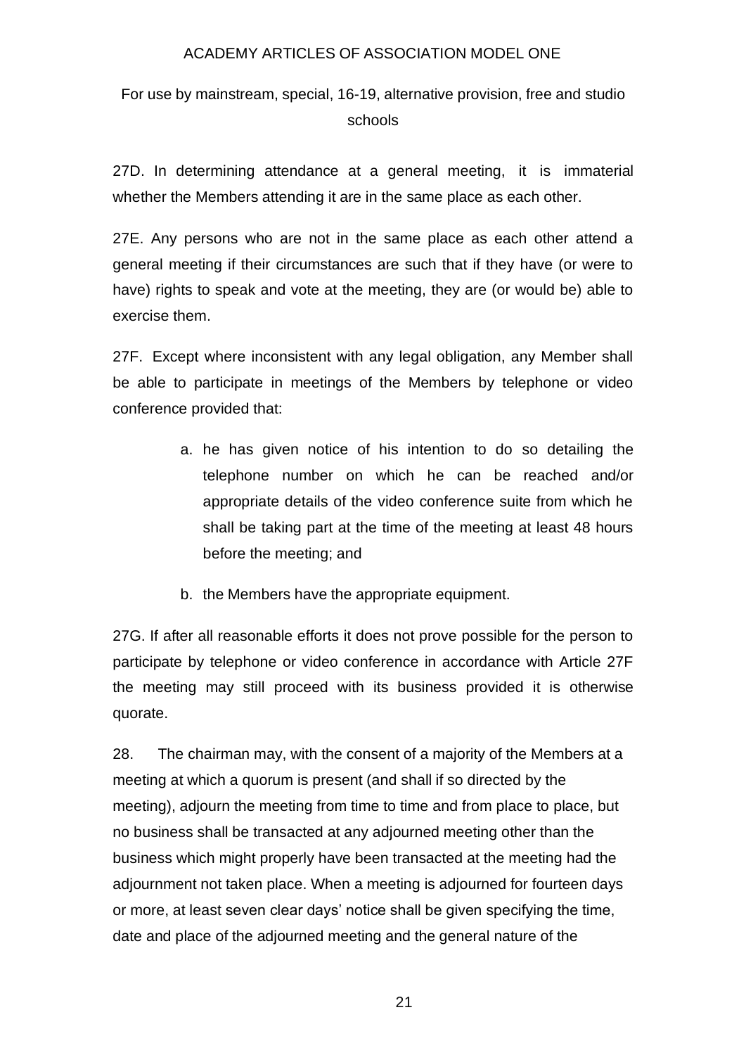27D. In determining attendance at a general meeting, it is immaterial whether the Members attending it are in the same place as each other.

27E. Any persons who are not in the same place as each other attend a general meeting if their circumstances are such that if they have (or were to have) rights to speak and vote at the meeting, they are (or would be) able to exercise them.

27F. Except where inconsistent with any legal obligation, any Member shall be able to participate in meetings of the Members by telephone or video conference provided that:

a. he has given notice of his intention to do so detailing the telephone number on which he can be reached and/or appropriate details of the video conference suite from which he shall be taking part at the time of the meeting at least 48 hours before the meeting; and

b. the Members have the appropriate equipment.

27G. If after all reasonable efforts it does not prove possible for the person to participate by telephone or video conference in accordance with Article 27F the meeting may still proceed with its business provided it is otherwise quorate.

28. The chairman may, with the consent of a majority of the Members at a meeting at which a quorum is present (and shall if so directed by the meeting), adjourn the meeting from time to time and from place to place, but no business shall be transacted at any adjourned meeting other than the business which might properly have been transacted at the meeting had the adjournment not taken place. When a meeting is adjourned for fourteen days or more, at least seven clear days' notice shall be given specifying the time, date and place of the adjourned meeting and the general nature of the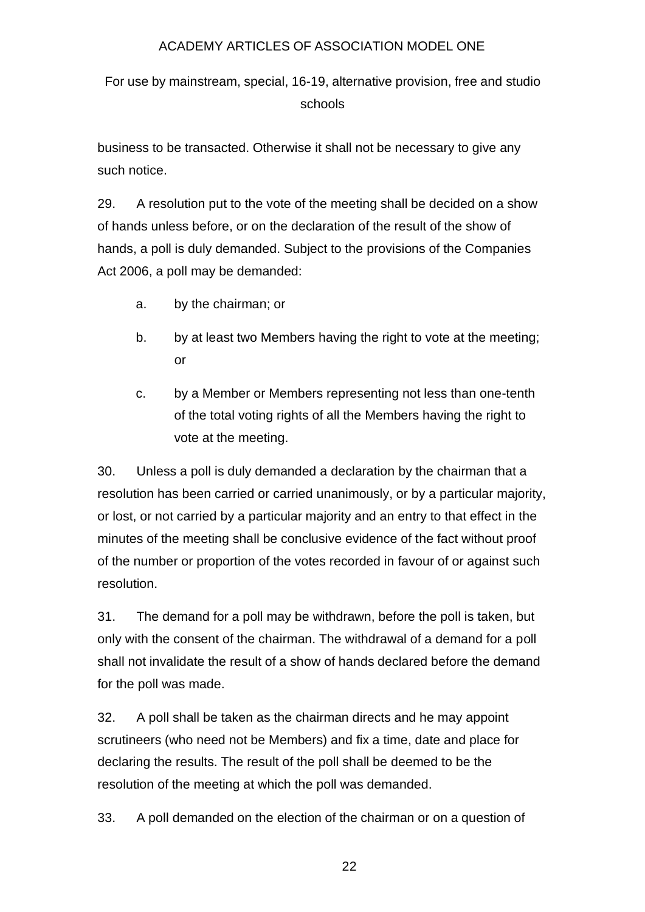business to be transacted. Otherwise it shall not be necessary to give any such notice.

29. A resolution put to the vote of the meeting shall be decided on a show of hands unless before, or on the declaration of the result of the show of hands, a poll is duly demanded. Subject to the provisions of the Companies Act 2006, a poll may be demanded:

a. by the chairman; or

b. by at least two Members having the right to vote at the meeting; or

c. by a Member or Members representing not less than one-tenth of the total voting rights of all the Members having the right to vote at the meeting.

30. Unless a poll is duly demanded a declaration by the chairman that a resolution has been carried or carried unanimously, or by a particular majority, or lost, or not carried by a particular majority and an entry to that effect in the minutes of the meeting shall be conclusive evidence of the fact without proof of the number or proportion of the votes recorded in favour of or against such resolution.

31. The demand for a poll may be withdrawn, before the poll is taken, but only with the consent of the chairman. The withdrawal of a demand for a poll shall not invalidate the result of a show of hands declared before the demand for the poll was made.

32. A poll shall be taken as the chairman directs and he may appoint scrutineers (who need not be Members) and fix a time, date and place for declaring the results. The result of the poll shall be deemed to be the resolution of the meeting at which the poll was demanded.

33. A poll demanded on the election of the chairman or on a question of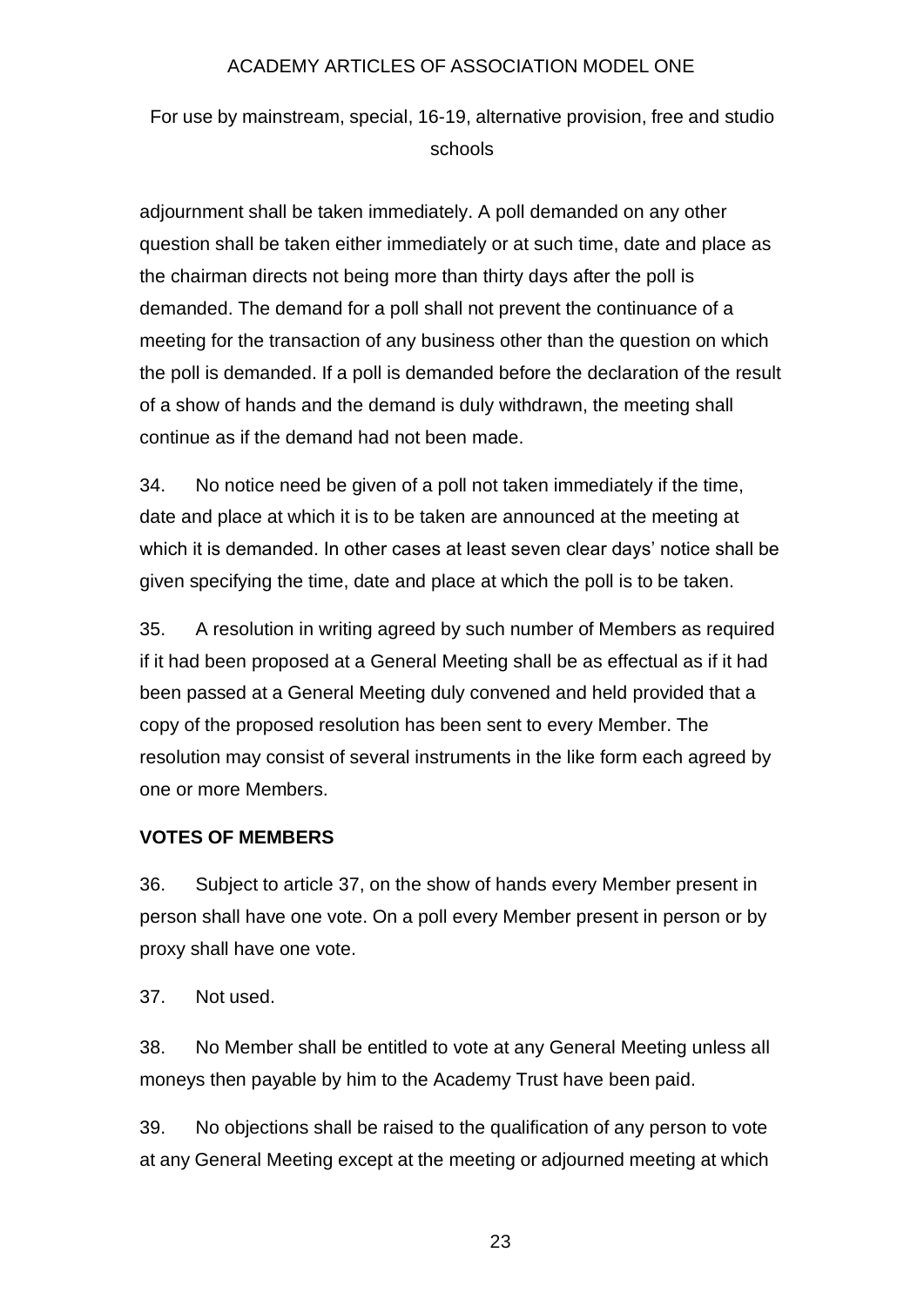adjournment shall be taken immediately. A poll demanded on any other question shall be taken either immediately or at such time, date and place as the chairman directs not being more than thirty days after the poll is demanded. The demand for a poll shall not prevent the continuance of a meeting for the transaction of any business other than the question on which the poll is demanded. If a poll is demanded before the declaration of the result of a show of hands and the demand is duly withdrawn, the meeting shall continue as if the demand had not been made.

34. No notice need be given of a poll not taken immediately if the time, date and place at which it is to be taken are announced at the meeting at which it is demanded. In other cases at least seven clear days' notice shall be given specifying the time, date and place at which the poll is to be taken.

35. A resolution in writing agreed by such number of Members as required if it had been proposed at a General Meeting shall be as effectual as if it had been passed at a General Meeting duly convened and held provided that a copy of the proposed resolution has been sent to every Member. The resolution may consist of several instruments in the like form each agreed by one or more Members.

**VOTES OF MEMBERS**

36. Subject to article 37, on the show of hands every Member present in person shall have one vote. On a poll every Member present in person or by proxy shall have one vote.

37. Not used.

38. No Member shall be entitled to vote at any General Meeting unless all moneys then payable by him to the Academy Trust have been paid.

39. No objections shall be raised to the qualification of any person to vote at any General Meeting except at the meeting or adjourned meeting at which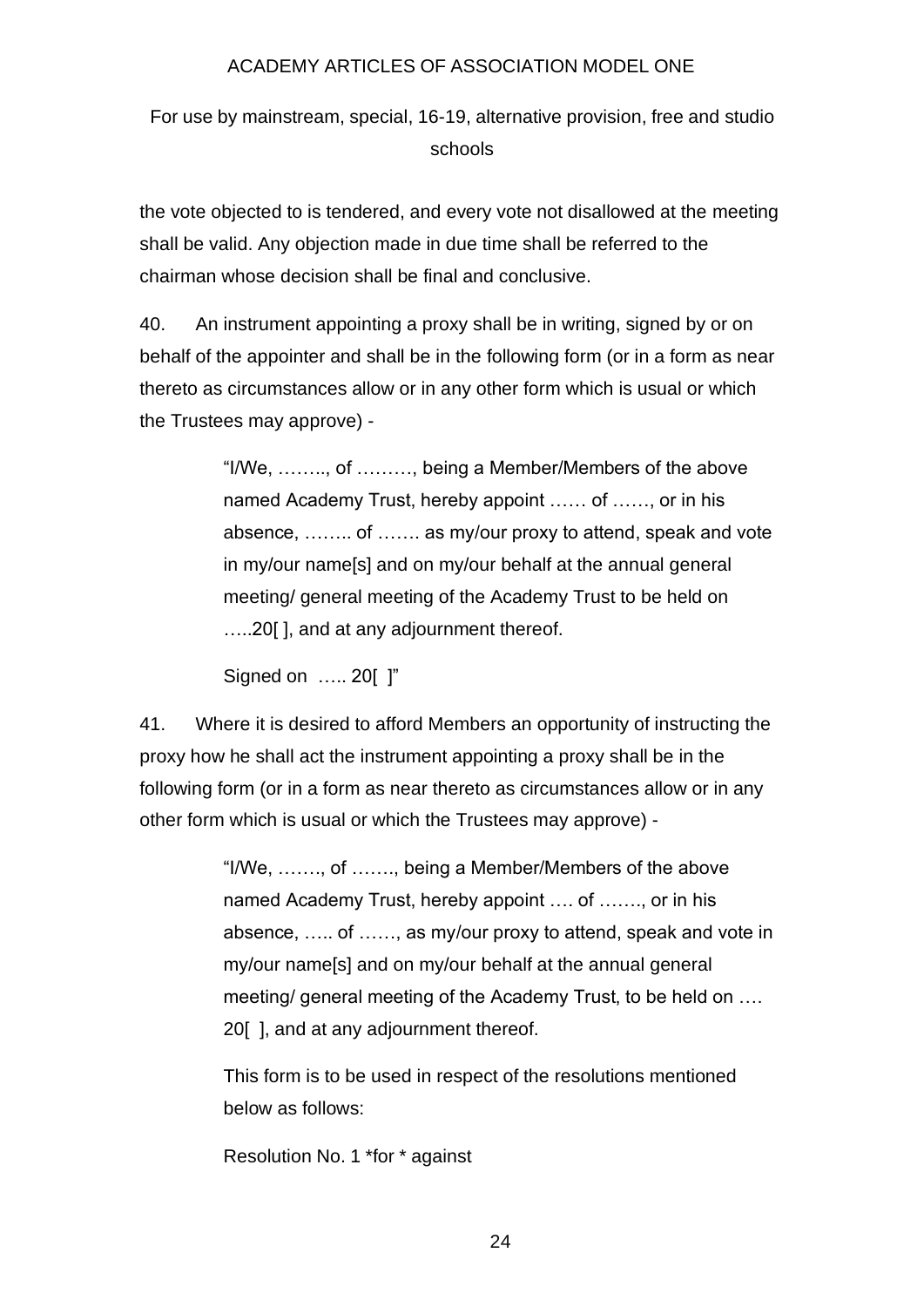the vote objected to is tendered, and every vote not disallowed at the meeting shall be valid. Any objection made in due time shall be referred to the chairman whose decision shall be final and conclusive.

40. An instrument appointing a proxy shall be in writing, signed by or on behalf of the appointer and shall be in the following form (or in a form as near thereto as circumstances allow or in any other form which is usual or which the Trustees may approve) -

> "I/We, …….., of ………, being a Member/Members of the above named Academy Trust, hereby appoint …… of ……, or in his absence, …….. of ……. as my/our proxy to attend, speak and vote in my/our name[s] and on my/our behalf at the annual general meeting/ general meeting of the Academy Trust to be held on …..20[ ], and at any adjournment thereof.
>
> Signed on ….. 20[ ]"

41. Where it is desired to afford Members an opportunity of instructing the proxy how he shall act the instrument appointing a proxy shall be in the following form (or in a form as near thereto as circumstances allow or in any other form which is usual or which the Trustees may approve) -

> "I/We, ……., of ……., being a Member/Members of the above named Academy Trust, hereby appoint …. of ……., or in his absence, ….. of ……, as my/our proxy to attend, speak and vote in my/our name[s] and on my/our behalf at the annual general meeting/ general meeting of the Academy Trust, to be held on …. 20[ ], and at any adjournment thereof.
>
> This form is to be used in respect of the resolutions mentioned below as follows:
>
> Resolution No. 1 *for * against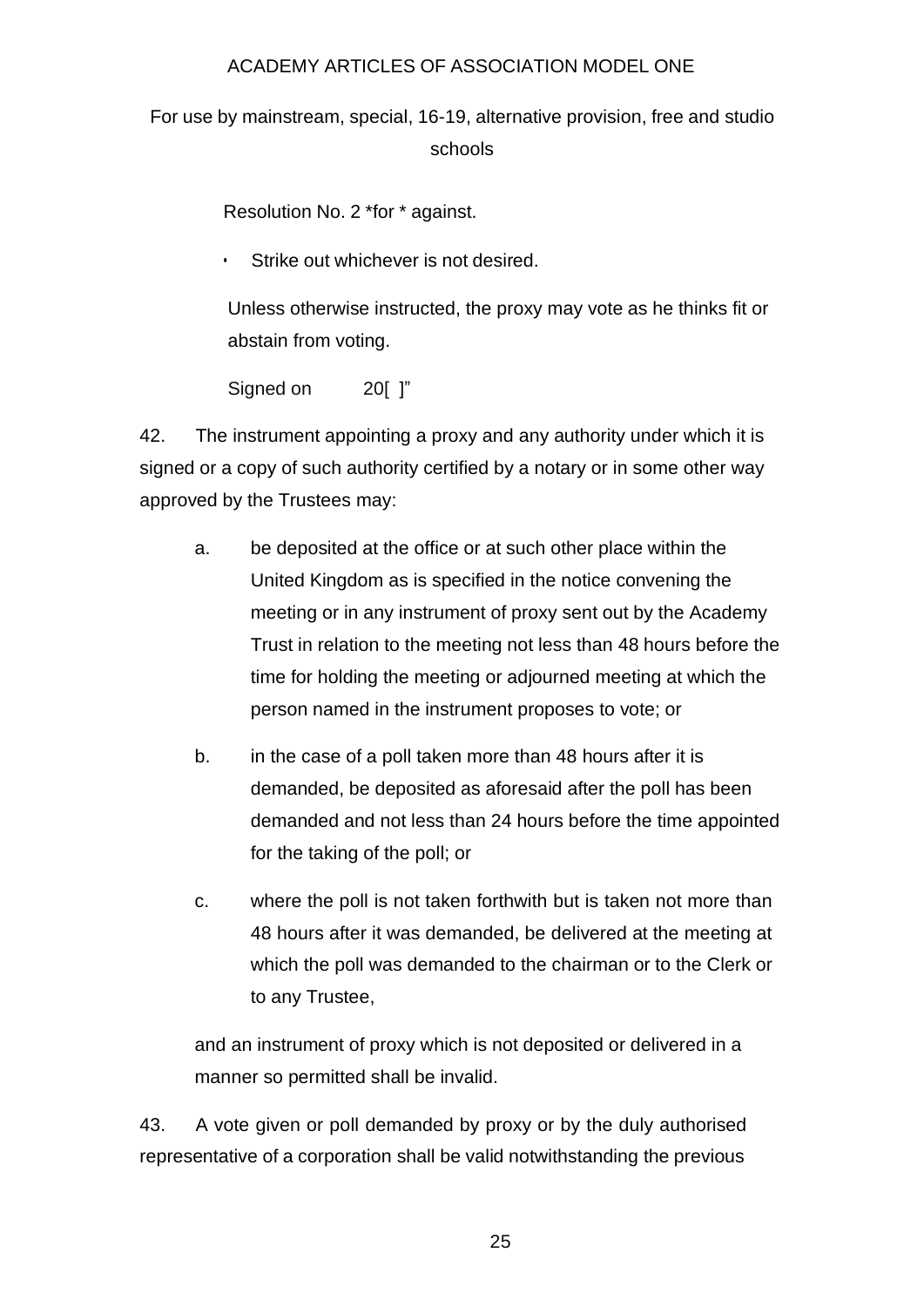Resolution No. 2 *for * against.

- Strike out whichever is not desired.

Unless otherwise instructed, the proxy may vote as he thinks fit or abstain from voting.

Signed on 20[ ]"

42. The instrument appointing a proxy and any authority under which it is signed or a copy of such authority certified by a notary or in some other way approved by the Trustees may:

   a. be deposited at the office or at such other place within the United Kingdom as is specified in the notice convening the meeting or in any instrument of proxy sent out by the Academy Trust in relation to the meeting not less than 48 hours before the time for holding the meeting or adjourned meeting at which the person named in the instrument proposes to vote; or

   b. in the case of a poll taken more than 48 hours after it is demanded, be deposited as aforesaid after the poll has been demanded and not less than 24 hours before the time appointed for the taking of the poll; or

   c. where the poll is not taken forthwith but is taken not more than 48 hours after it was demanded, be delivered at the meeting at which the poll was demanded to the chairman or to the Clerk or to any Trustee,

   and an instrument of proxy which is not deposited or delivered in a manner so permitted shall be invalid.

43. A vote given or poll demanded by proxy or by the duly authorised representative of a corporation shall be valid notwithstanding the previous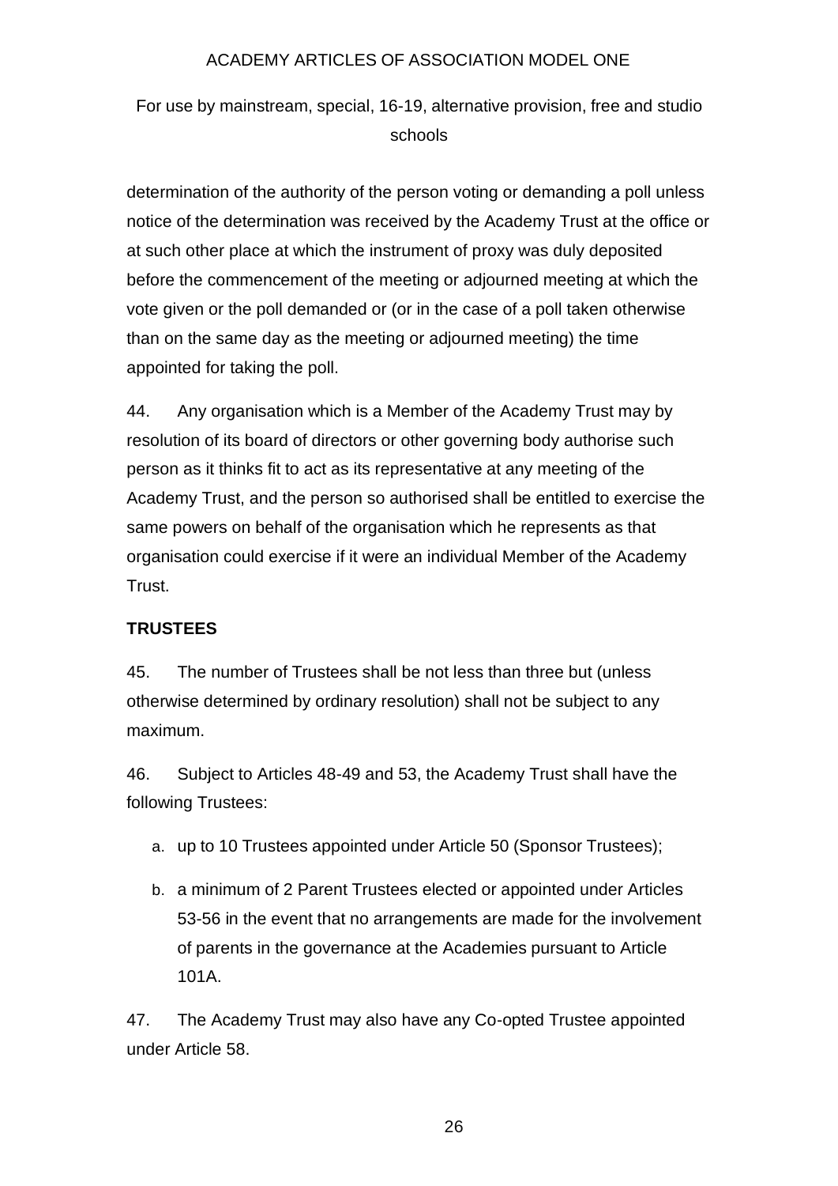determination of the authority of the person voting or demanding a poll unless notice of the determination was received by the Academy Trust at the office or at such other place at which the instrument of proxy was duly deposited before the commencement of the meeting or adjourned meeting at which the vote given or the poll demanded or (or in the case of a poll taken otherwise than on the same day as the meeting or adjourned meeting) the time appointed for taking the poll.

44. Any organisation which is a Member of the Academy Trust may by resolution of its board of directors or other governing body authorise such person as it thinks fit to act as its representative at any meeting of the Academy Trust, and the person so authorised shall be entitled to exercise the same powers on behalf of the organisation which he represents as that organisation could exercise if it were an individual Member of the Academy Trust.

**TRUSTEES**

45. The number of Trustees shall be not less than three but (unless otherwise determined by ordinary resolution) shall not be subject to any maximum.

46. Subject to Articles 48-49 and 53, the Academy Trust shall have the following Trustees:

a. up to 10 Trustees appointed under Article 50 (Sponsor Trustees);

b. a minimum of 2 Parent Trustees elected or appointed under Articles 53-56 in the event that no arrangements are made for the involvement of parents in the governance at the Academies pursuant to Article 101A.

47. The Academy Trust may also have any Co-opted Trustee appointed under Article 58.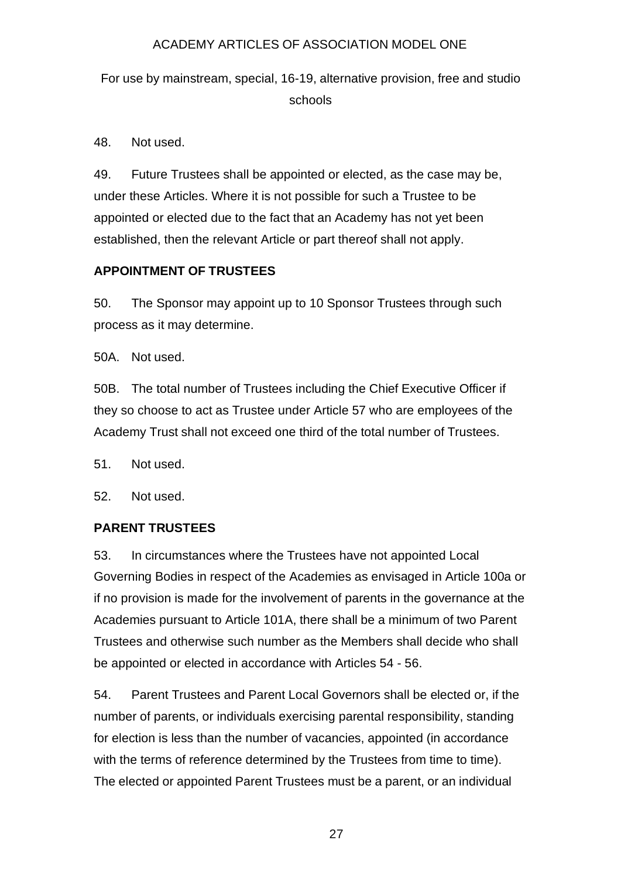48. Not used.

49. Future Trustees shall be appointed or elected, as the case may be, under these Articles. Where it is not possible for such a Trustee to be appointed or elected due to the fact that an Academy has not yet been established, then the relevant Article or part thereof shall not apply.

## APPOINTMENT OF TRUSTEES

50. The Sponsor may appoint up to 10 Sponsor Trustees through such process as it may determine.

50A. Not used.

50B. The total number of Trustees including the Chief Executive Officer if they so choose to act as Trustee under Article 57 who are employees of the Academy Trust shall not exceed one third of the total number of Trustees.

51. Not used.

52. Not used.

## PARENT TRUSTEES

53. In circumstances where the Trustees have not appointed Local Governing Bodies in respect of the Academies as envisaged in Article 100a or if no provision is made for the involvement of parents in the governance at the Academies pursuant to Article 101A, there shall be a minimum of two Parent Trustees and otherwise such number as the Members shall decide who shall be appointed or elected in accordance with Articles 54 - 56.

54. Parent Trustees and Parent Local Governors shall be elected or, if the number of parents, or individuals exercising parental responsibility, standing for election is less than the number of vacancies, appointed (in accordance with the terms of reference determined by the Trustees from time to time). The elected or appointed Parent Trustees must be a parent, or an individual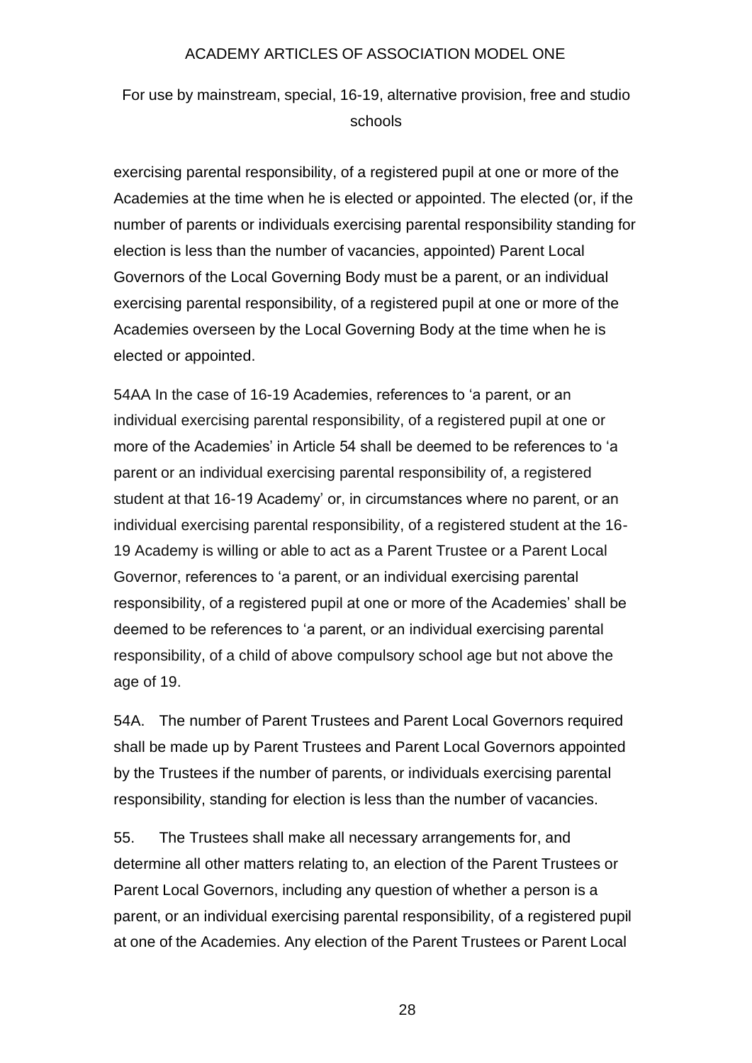exercising parental responsibility, of a registered pupil at one or more of the Academies at the time when he is elected or appointed. The elected (or, if the number of parents or individuals exercising parental responsibility standing for election is less than the number of vacancies, appointed) Parent Local Governors of the Local Governing Body must be a parent, or an individual exercising parental responsibility, of a registered pupil at one or more of the Academies overseen by the Local Governing Body at the time when he is elected or appointed.

54AA In the case of 16-19 Academies, references to 'a parent, or an individual exercising parental responsibility, of a registered pupil at one or more of the Academies' in Article 54 shall be deemed to be references to 'a parent or an individual exercising parental responsibility of, a registered student at that 16-19 Academy' or, in circumstances where no parent, or an individual exercising parental responsibility, of a registered student at the 16-19 Academy is willing or able to act as a Parent Trustee or a Parent Local Governor, references to 'a parent, or an individual exercising parental responsibility, of a registered pupil at one or more of the Academies' shall be deemed to be references to 'a parent, or an individual exercising parental responsibility, of a child of above compulsory school age but not above the age of 19.

54A. The number of Parent Trustees and Parent Local Governors required shall be made up by Parent Trustees and Parent Local Governors appointed by the Trustees if the number of parents, or individuals exercising parental responsibility, standing for election is less than the number of vacancies.

55. The Trustees shall make all necessary arrangements for, and determine all other matters relating to, an election of the Parent Trustees or Parent Local Governors, including any question of whether a person is a parent, or an individual exercising parental responsibility, of a registered pupil at one of the Academies. Any election of the Parent Trustees or Parent Local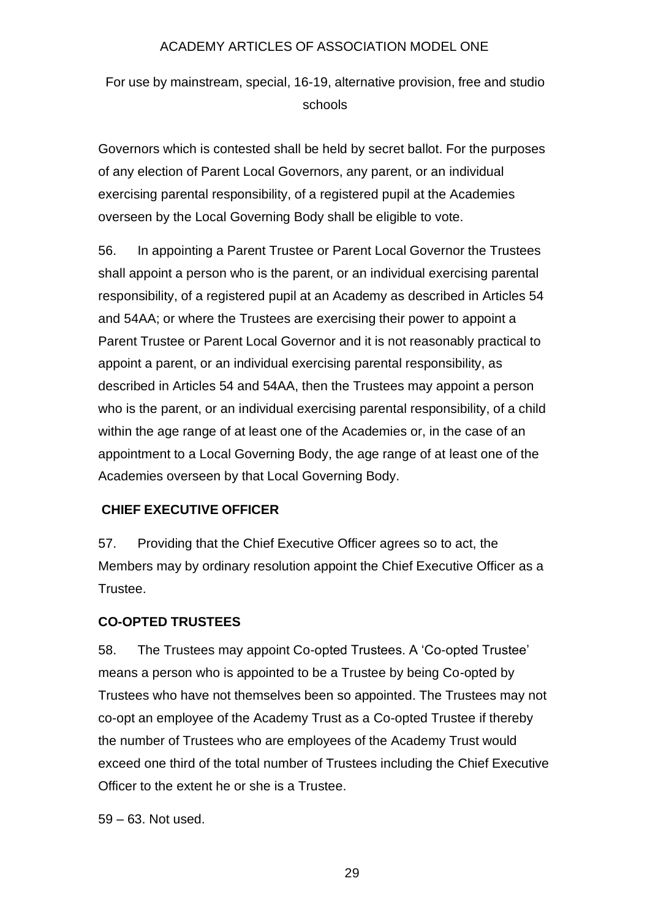Governors which is contested shall be held by secret ballot. For the purposes of any election of Parent Local Governors, any parent, or an individual exercising parental responsibility, of a registered pupil at the Academies overseen by the Local Governing Body shall be eligible to vote.

56. In appointing a Parent Trustee or Parent Local Governor the Trustees shall appoint a person who is the parent, or an individual exercising parental responsibility, of a registered pupil at an Academy as described in Articles 54 and 54AA; or where the Trustees are exercising their power to appoint a Parent Trustee or Parent Local Governor and it is not reasonably practical to appoint a parent, or an individual exercising parental responsibility, as described in Articles 54 and 54AA, then the Trustees may appoint a person who is the parent, or an individual exercising parental responsibility, of a child within the age range of at least one of the Academies or, in the case of an appointment to a Local Governing Body, the age range of at least one of the Academies overseen by that Local Governing Body.

**CHIEF EXECUTIVE OFFICER**

57. Providing that the Chief Executive Officer agrees so to act, the Members may by ordinary resolution appoint the Chief Executive Officer as a Trustee.

**CO-OPTED TRUSTEES**

58. The Trustees may appoint Co-opted Trustees. A 'Co-opted Trustee' means a person who is appointed to be a Trustee by being Co-opted by Trustees who have not themselves been so appointed. The Trustees may not co-opt an employee of the Academy Trust as a Co-opted Trustee if thereby the number of Trustees who are employees of the Academy Trust would exceed one third of the total number of Trustees including the Chief Executive Officer to the extent he or she is a Trustee.

59 – 63. Not used.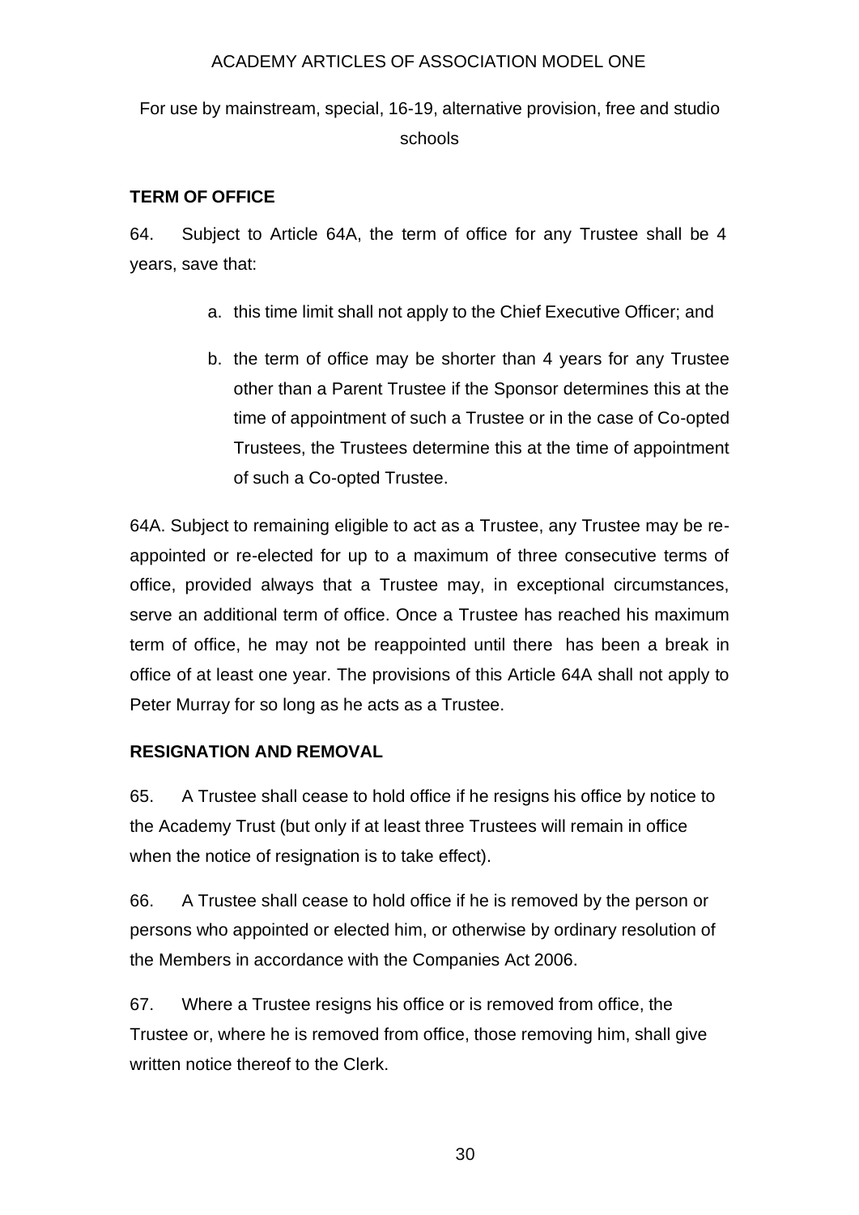## TERM OF OFFICE

64. Subject to Article 64A, the term of office for any Trustee shall be 4 years, save that:

   a. this time limit shall not apply to the Chief Executive Officer; and

   b. the term of office may be shorter than 4 years for any Trustee other than a Parent Trustee if the Sponsor determines this at the time of appointment of such a Trustee or in the case of Co-opted Trustees, the Trustees determine this at the time of appointment of such a Co-opted Trustee.

64A. Subject to remaining eligible to act as a Trustee, any Trustee may be re-appointed or re-elected for up to a maximum of three consecutive terms of office, provided always that a Trustee may, in exceptional circumstances, serve an additional term of office. Once a Trustee has reached his maximum term of office, he may not be reappointed until there has been a break in office of at least one year. The provisions of this Article 64A shall not apply to Peter Murray for so long as he acts as a Trustee.

## RESIGNATION AND REMOVAL

65. A Trustee shall cease to hold office if he resigns his office by notice to the Academy Trust (but only if at least three Trustees will remain in office when the notice of resignation is to take effect).

66. A Trustee shall cease to hold office if he is removed by the person or persons who appointed or elected him, or otherwise by ordinary resolution of the Members in accordance with the Companies Act 2006.

67. Where a Trustee resigns his office or is removed from office, the Trustee or, where he is removed from office, those removing him, shall give written notice thereof to the Clerk.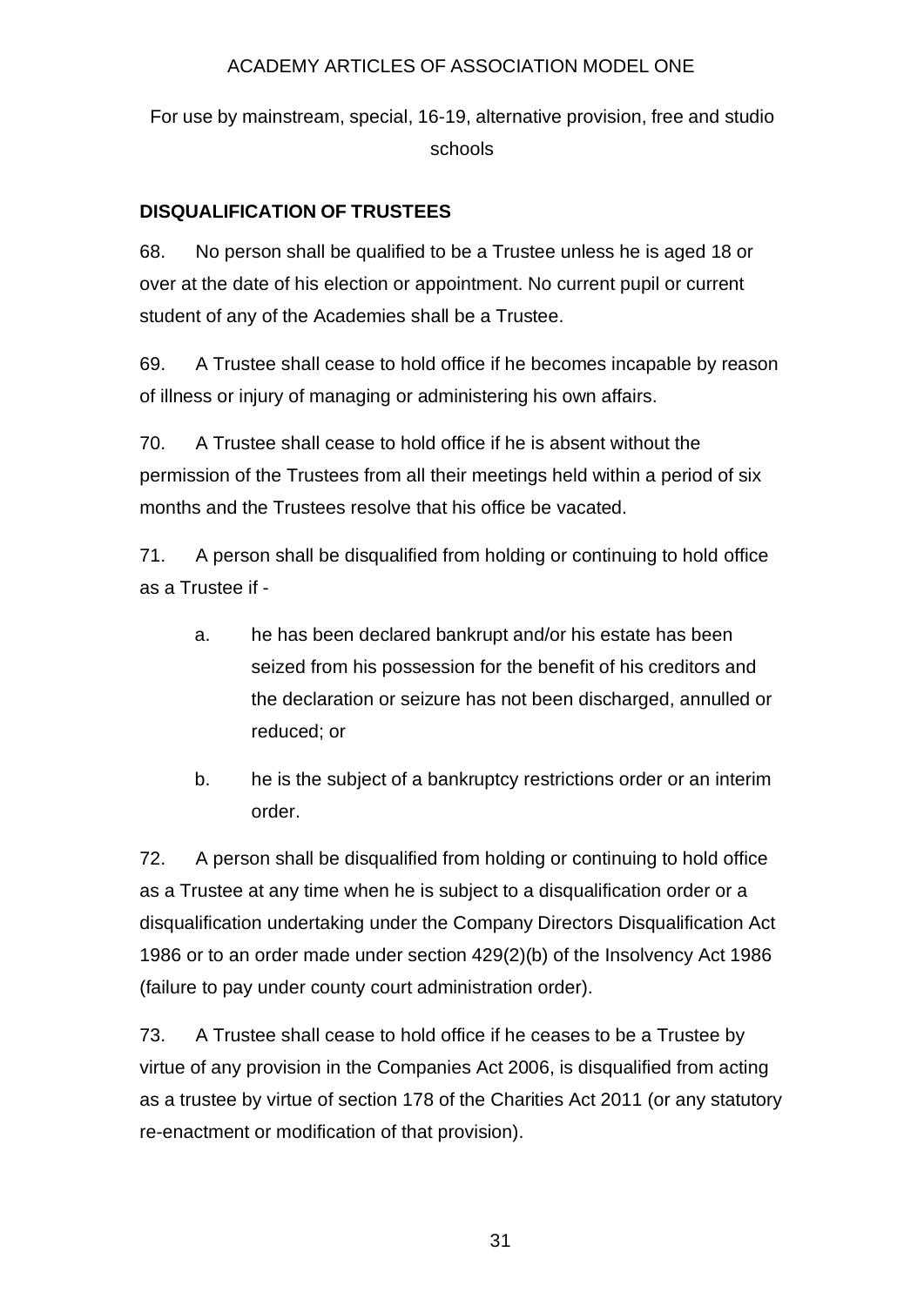## DISQUALIFICATION OF TRUSTEES

68. No person shall be qualified to be a Trustee unless he is aged 18 or over at the date of his election or appointment. No current pupil or current student of any of the Academies shall be a Trustee.

69. A Trustee shall cease to hold office if he becomes incapable by reason of illness or injury of managing or administering his own affairs.

70. A Trustee shall cease to hold office if he is absent without the permission of the Trustees from all their meetings held within a period of six months and the Trustees resolve that his office be vacated.

71. A person shall be disqualified from holding or continuing to hold office as a Trustee if -

   a. he has been declared bankrupt and/or his estate has been seized from his possession for the benefit of his creditors and the declaration or seizure has not been discharged, annulled or reduced; or

   b. he is the subject of a bankruptcy restrictions order or an interim order.

72. A person shall be disqualified from holding or continuing to hold office as a Trustee at any time when he is subject to a disqualification order or a disqualification undertaking under the Company Directors Disqualification Act 1986 or to an order made under section 429(2)(b) of the Insolvency Act 1986 (failure to pay under county court administration order).

73. A Trustee shall cease to hold office if he ceases to be a Trustee by virtue of any provision in the Companies Act 2006, is disqualified from acting as a trustee by virtue of section 178 of the Charities Act 2011 (or any statutory re-enactment or modification of that provision).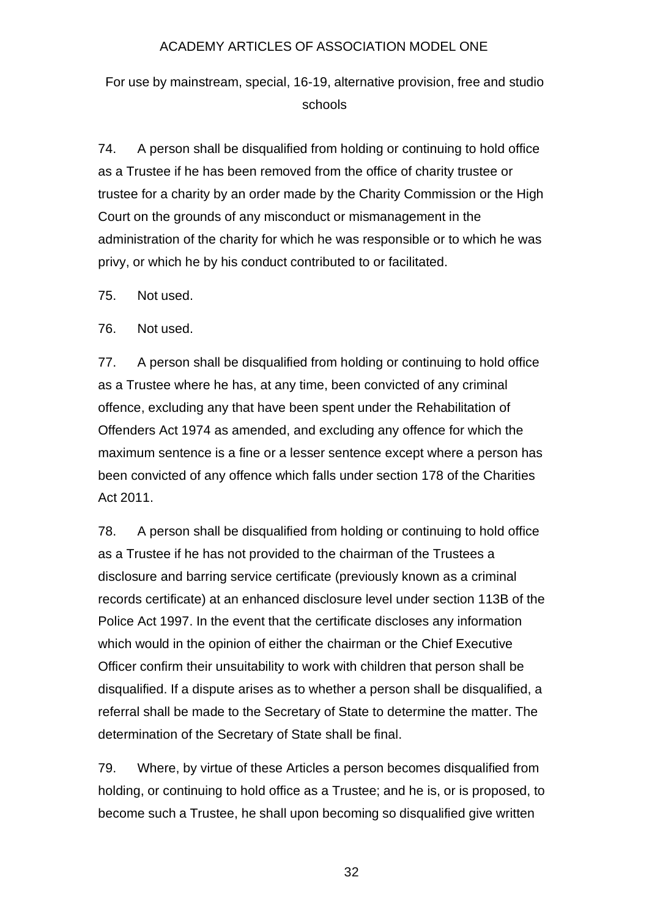74. A person shall be disqualified from holding or continuing to hold office as a Trustee if he has been removed from the office of charity trustee or trustee for a charity by an order made by the Charity Commission or the High Court on the grounds of any misconduct or mismanagement in the administration of the charity for which he was responsible or to which he was privy, or which he by his conduct contributed to or facilitated.

75. Not used.

76. Not used.

77. A person shall be disqualified from holding or continuing to hold office as a Trustee where he has, at any time, been convicted of any criminal offence, excluding any that have been spent under the Rehabilitation of Offenders Act 1974 as amended, and excluding any offence for which the maximum sentence is a fine or a lesser sentence except where a person has been convicted of any offence which falls under section 178 of the Charities Act 2011.

78. A person shall be disqualified from holding or continuing to hold office as a Trustee if he has not provided to the chairman of the Trustees a disclosure and barring service certificate (previously known as a criminal records certificate) at an enhanced disclosure level under section 113B of the Police Act 1997. In the event that the certificate discloses any information which would in the opinion of either the chairman or the Chief Executive Officer confirm their unsuitability to work with children that person shall be disqualified. If a dispute arises as to whether a person shall be disqualified, a referral shall be made to the Secretary of State to determine the matter. The determination of the Secretary of State shall be final.

79. Where, by virtue of these Articles a person becomes disqualified from holding, or continuing to hold office as a Trustee; and he is, or is proposed, to become such a Trustee, he shall upon becoming so disqualified give written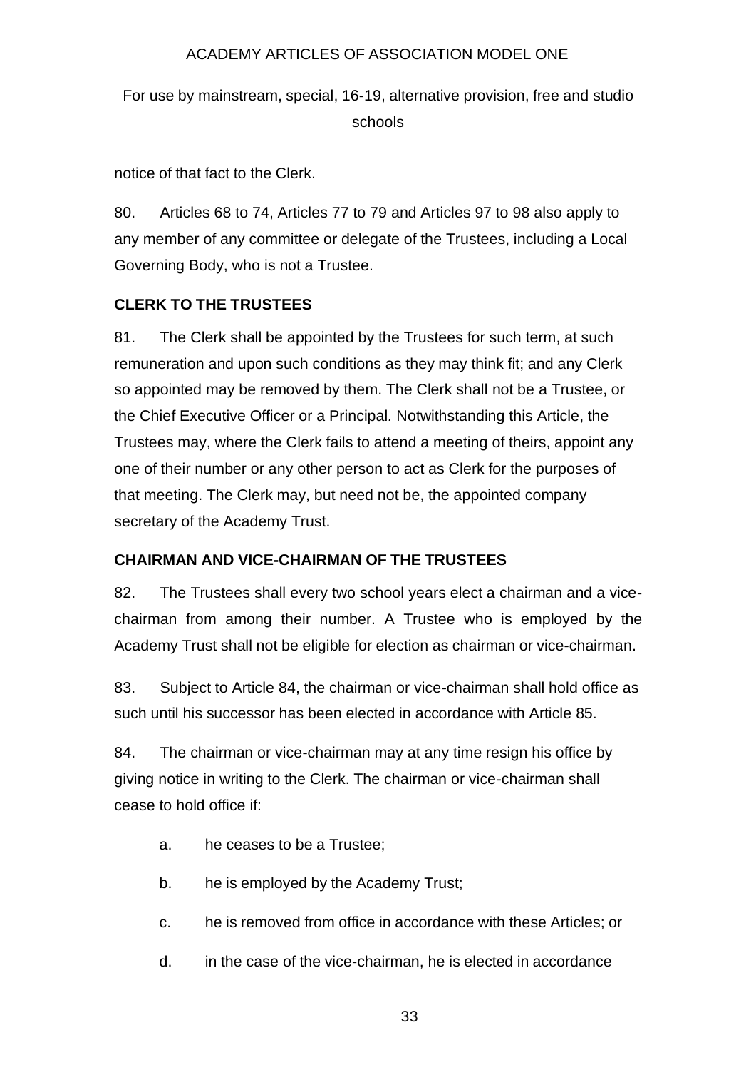notice of that fact to the Clerk.

80. Articles 68 to 74, Articles 77 to 79 and Articles 97 to 98 also apply to any member of any committee or delegate of the Trustees, including a Local Governing Body, who is not a Trustee.

**CLERK TO THE TRUSTEES**

81. The Clerk shall be appointed by the Trustees for such term, at such remuneration and upon such conditions as they may think fit; and any Clerk so appointed may be removed by them. The Clerk shall not be a Trustee, or the Chief Executive Officer or a Principal. Notwithstanding this Article, the Trustees may, where the Clerk fails to attend a meeting of theirs, appoint any one of their number or any other person to act as Clerk for the purposes of that meeting. The Clerk may, but need not be, the appointed company secretary of the Academy Trust.

**CHAIRMAN AND VICE-CHAIRMAN OF THE TRUSTEES**

82. The Trustees shall every two school years elect a chairman and a vice-chairman from among their number. A Trustee who is employed by the Academy Trust shall not be eligible for election as chairman or vice-chairman.

83. Subject to Article 84, the chairman or vice-chairman shall hold office as such until his successor has been elected in accordance with Article 85.

84. The chairman or vice-chairman may at any time resign his office by giving notice in writing to the Clerk. The chairman or vice-chairman shall cease to hold office if:

a. he ceases to be a Trustee;

b. he is employed by the Academy Trust;

c. he is removed from office in accordance with these Articles; or

d. in the case of the vice-chairman, he is elected in accordance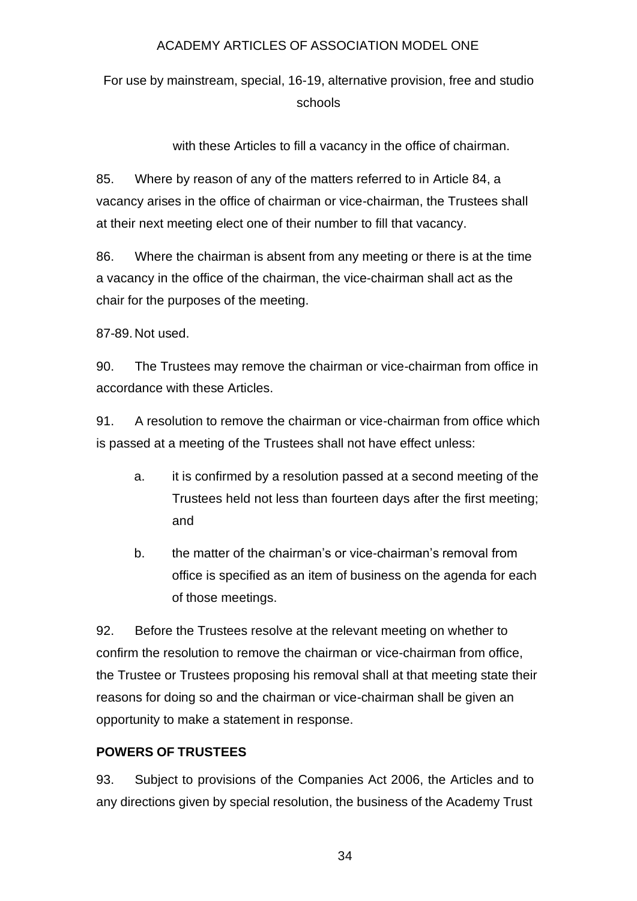with these Articles to fill a vacancy in the office of chairman.

85. Where by reason of any of the matters referred to in Article 84, a vacancy arises in the office of chairman or vice-chairman, the Trustees shall at their next meeting elect one of their number to fill that vacancy.

86. Where the chairman is absent from any meeting or there is at the time a vacancy in the office of the chairman, the vice-chairman shall act as the chair for the purposes of the meeting.

87-89. Not used.

90. The Trustees may remove the chairman or vice-chairman from office in accordance with these Articles.

91. A resolution to remove the chairman or vice-chairman from office which is passed at a meeting of the Trustees shall not have effect unless:

a. it is confirmed by a resolution passed at a second meeting of the Trustees held not less than fourteen days after the first meeting; and

b. the matter of the chairman's or vice-chairman's removal from office is specified as an item of business on the agenda for each of those meetings.

92. Before the Trustees resolve at the relevant meeting on whether to confirm the resolution to remove the chairman or vice-chairman from office, the Trustee or Trustees proposing his removal shall at that meeting state their reasons for doing so and the chairman or vice-chairman shall be given an opportunity to make a statement in response.

**POWERS OF TRUSTEES**

93. Subject to provisions of the Companies Act 2006, the Articles and to any directions given by special resolution, the business of the Academy Trust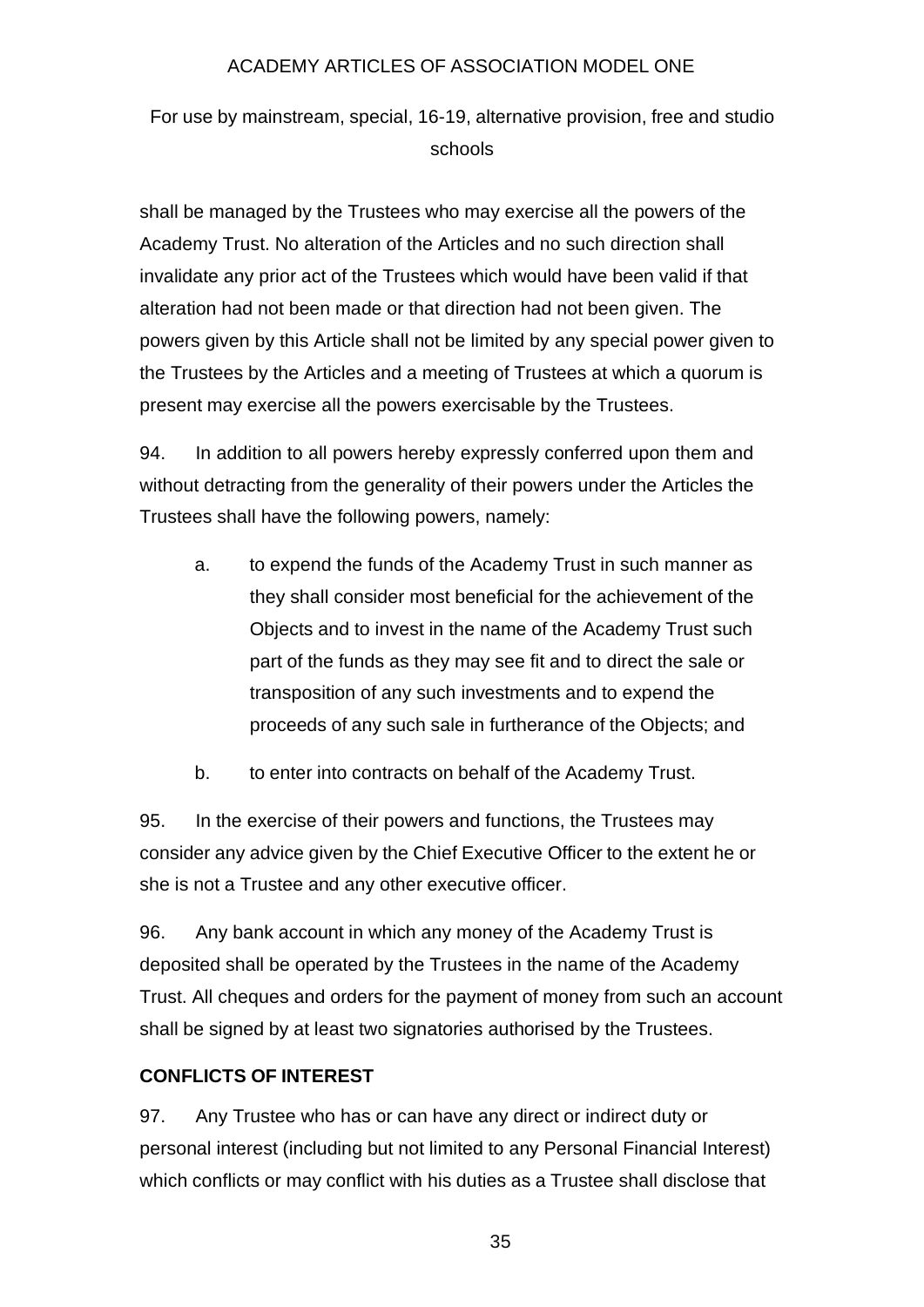shall be managed by the Trustees who may exercise all the powers of the Academy Trust. No alteration of the Articles and no such direction shall invalidate any prior act of the Trustees which would have been valid if that alteration had not been made or that direction had not been given. The powers given by this Article shall not be limited by any special power given to the Trustees by the Articles and a meeting of Trustees at which a quorum is present may exercise all the powers exercisable by the Trustees.

94. In addition to all powers hereby expressly conferred upon them and without detracting from the generality of their powers under the Articles the Trustees shall have the following powers, namely:

  a. to expend the funds of the Academy Trust in such manner as they shall consider most beneficial for the achievement of the Objects and to invest in the name of the Academy Trust such part of the funds as they may see fit and to direct the sale or transposition of any such investments and to expend the proceeds of any such sale in furtherance of the Objects; and

  b. to enter into contracts on behalf of the Academy Trust.

95. In the exercise of their powers and functions, the Trustees may consider any advice given by the Chief Executive Officer to the extent he or she is not a Trustee and any other executive officer.

96. Any bank account in which any money of the Academy Trust is deposited shall be operated by the Trustees in the name of the Academy Trust. All cheques and orders for the payment of money from such an account shall be signed by at least two signatories authorised by the Trustees.

**CONFLICTS OF INTEREST**

97. Any Trustee who has or can have any direct or indirect duty or personal interest (including but not limited to any Personal Financial Interest) which conflicts or may conflict with his duties as a Trustee shall disclose that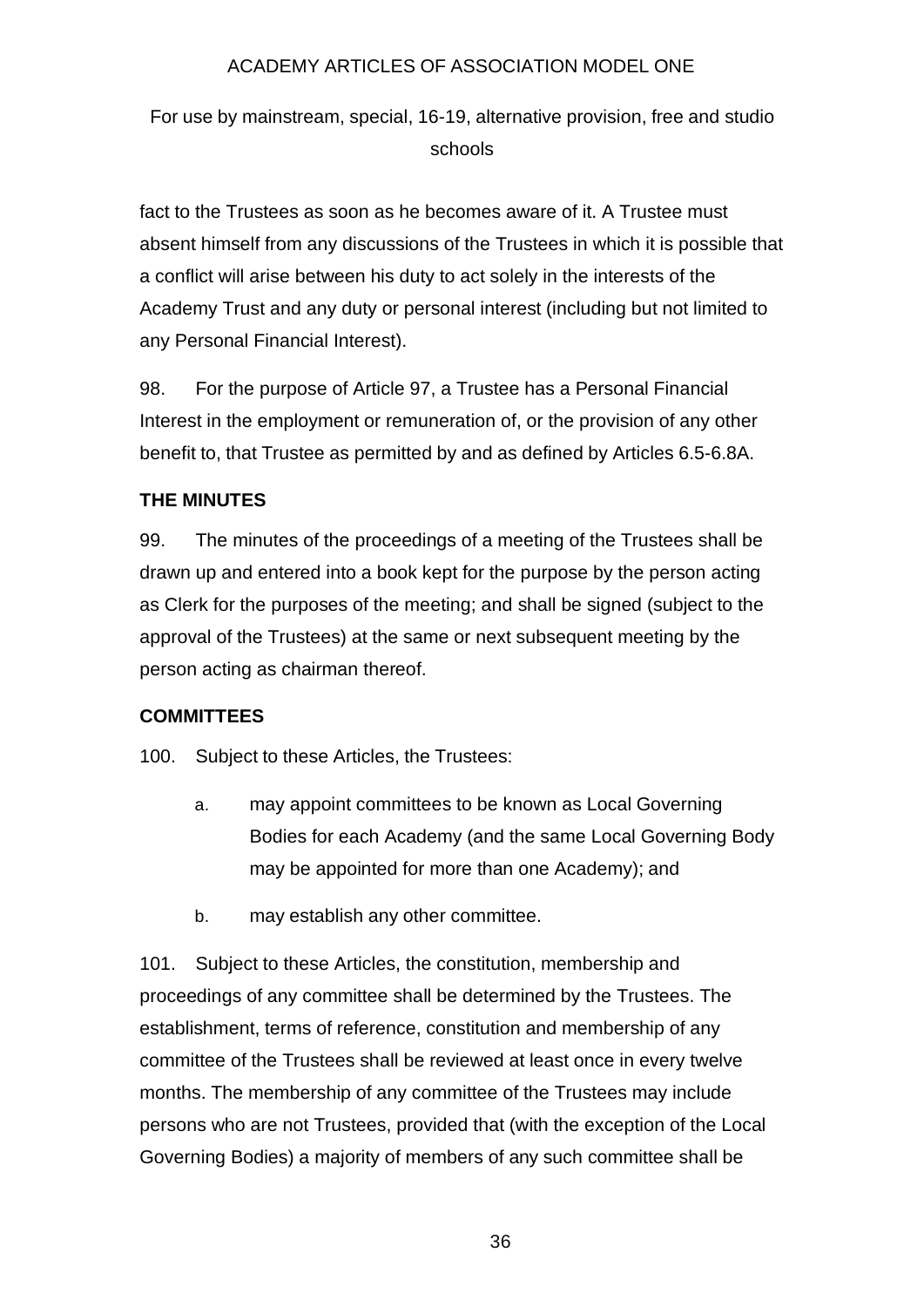fact to the Trustees as soon as he becomes aware of it. A Trustee must absent himself from any discussions of the Trustees in which it is possible that a conflict will arise between his duty to act solely in the interests of the Academy Trust and any duty or personal interest (including but not limited to any Personal Financial Interest).

98. For the purpose of Article 97, a Trustee has a Personal Financial Interest in the employment or remuneration of, or the provision of any other benefit to, that Trustee as permitted by and as defined by Articles 6.5-6.8A.

**THE MINUTES**

99. The minutes of the proceedings of a meeting of the Trustees shall be drawn up and entered into a book kept for the purpose by the person acting as Clerk for the purposes of the meeting; and shall be signed (subject to the approval of the Trustees) at the same or next subsequent meeting by the person acting as chairman thereof.

**COMMITTEES**

100. Subject to these Articles, the Trustees:

a. may appoint committees to be known as Local Governing Bodies for each Academy (and the same Local Governing Body may be appointed for more than one Academy); and

b. may establish any other committee.

101. Subject to these Articles, the constitution, membership and proceedings of any committee shall be determined by the Trustees. The establishment, terms of reference, constitution and membership of any committee of the Trustees shall be reviewed at least once in every twelve months. The membership of any committee of the Trustees may include persons who are not Trustees, provided that (with the exception of the Local Governing Bodies) a majority of members of any such committee shall be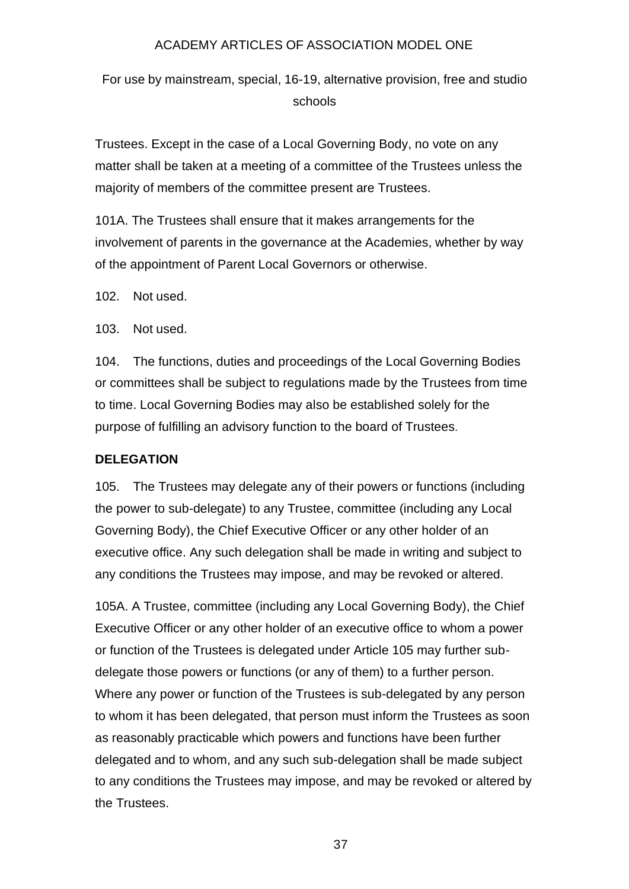Trustees. Except in the case of a Local Governing Body, no vote on any matter shall be taken at a meeting of a committee of the Trustees unless the majority of members of the committee present are Trustees.

101A. The Trustees shall ensure that it makes arrangements for the involvement of parents in the governance at the Academies, whether by way of the appointment of Parent Local Governors or otherwise.

102. Not used.

103. Not used.

104. The functions, duties and proceedings of the Local Governing Bodies or committees shall be subject to regulations made by the Trustees from time to time. Local Governing Bodies may also be established solely for the purpose of fulfilling an advisory function to the board of Trustees.

**DELEGATION**

105. The Trustees may delegate any of their powers or functions (including the power to sub-delegate) to any Trustee, committee (including any Local Governing Body), the Chief Executive Officer or any other holder of an executive office. Any such delegation shall be made in writing and subject to any conditions the Trustees may impose, and may be revoked or altered.

105A. A Trustee, committee (including any Local Governing Body), the Chief Executive Officer or any other holder of an executive office to whom a power or function of the Trustees is delegated under Article 105 may further sub-delegate those powers or functions (or any of them) to a further person. Where any power or function of the Trustees is sub-delegated by any person to whom it has been delegated, that person must inform the Trustees as soon as reasonably practicable which powers and functions have been further delegated and to whom, and any such sub-delegation shall be made subject to any conditions the Trustees may impose, and may be revoked or altered by the Trustees.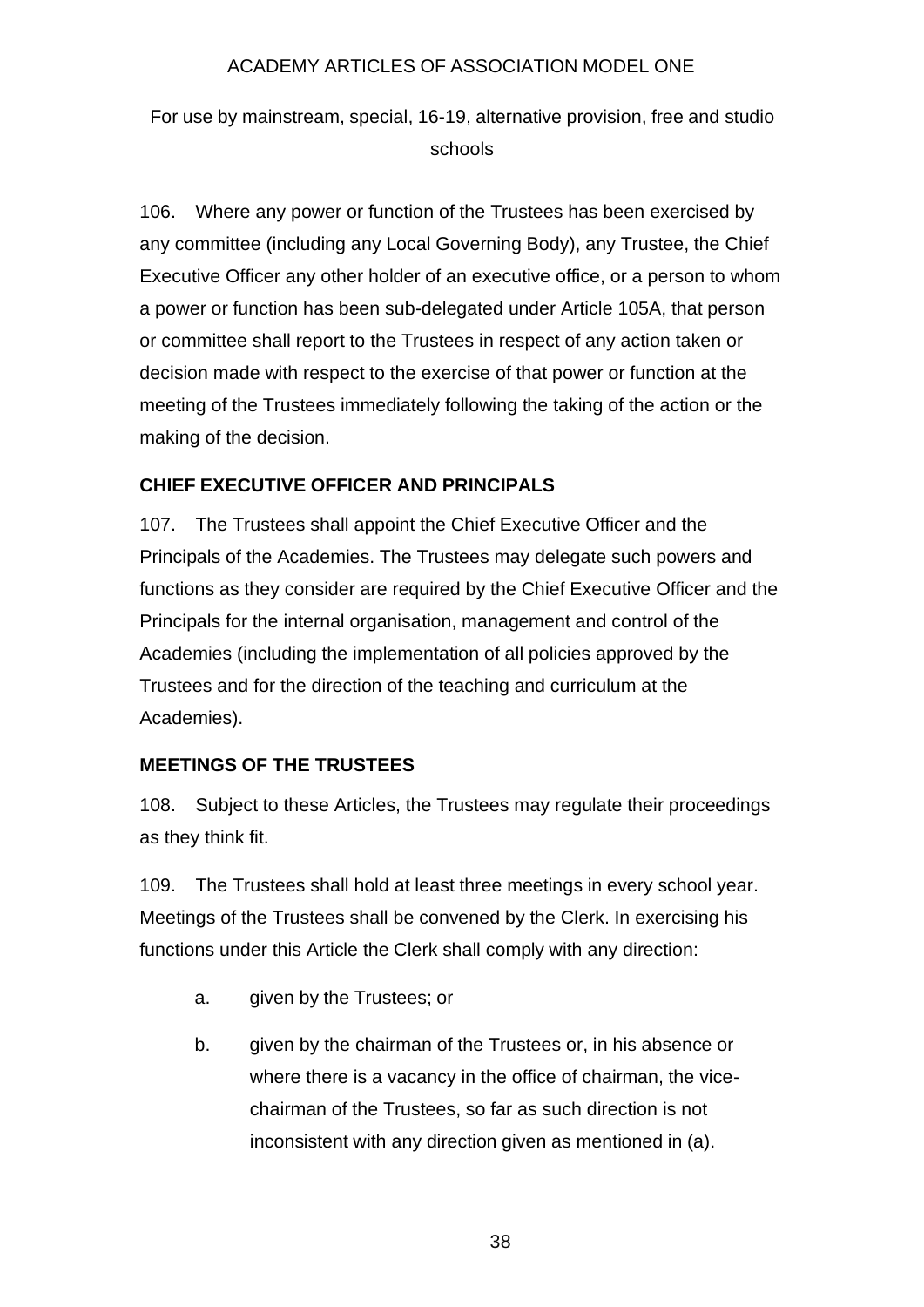106. Where any power or function of the Trustees has been exercised by any committee (including any Local Governing Body), any Trustee, the Chief Executive Officer any other holder of an executive office, or a person to whom a power or function has been sub-delegated under Article 105A, that person or committee shall report to the Trustees in respect of any action taken or decision made with respect to the exercise of that power or function at the meeting of the Trustees immediately following the taking of the action or the making of the decision.

**CHIEF EXECUTIVE OFFICER AND PRINCIPALS**

107. The Trustees shall appoint the Chief Executive Officer and the Principals of the Academies. The Trustees may delegate such powers and functions as they consider are required by the Chief Executive Officer and the Principals for the internal organisation, management and control of the Academies (including the implementation of all policies approved by the Trustees and for the direction of the teaching and curriculum at the Academies).

**MEETINGS OF THE TRUSTEES**

108. Subject to these Articles, the Trustees may regulate their proceedings as they think fit.

109. The Trustees shall hold at least three meetings in every school year. Meetings of the Trustees shall be convened by the Clerk. In exercising his functions under this Article the Clerk shall comply with any direction:

a. given by the Trustees; or

b. given by the chairman of the Trustees or, in his absence or where there is a vacancy in the office of chairman, the vice-chairman of the Trustees, so far as such direction is not inconsistent with any direction given as mentioned in (a).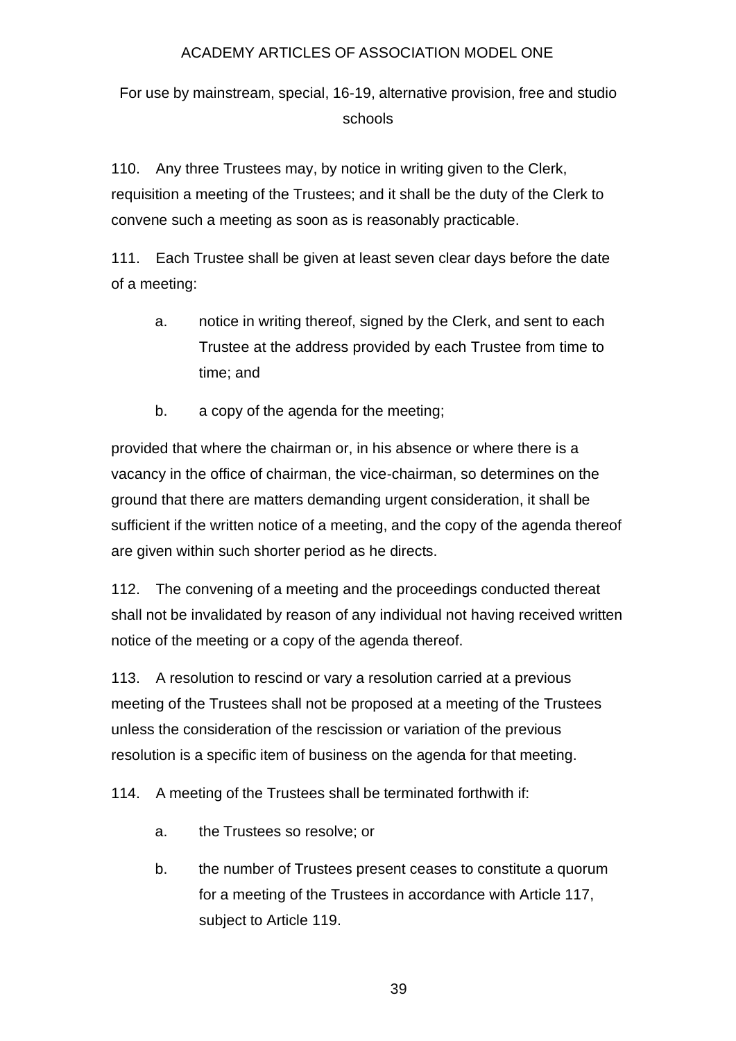110. Any three Trustees may, by notice in writing given to the Clerk, requisition a meeting of the Trustees; and it shall be the duty of the Clerk to convene such a meeting as soon as is reasonably practicable.

111. Each Trustee shall be given at least seven clear days before the date of a meeting:

a. notice in writing thereof, signed by the Clerk, and sent to each Trustee at the address provided by each Trustee from time to time; and

b. a copy of the agenda for the meeting;

provided that where the chairman or, in his absence or where there is a vacancy in the office of chairman, the vice-chairman, so determines on the ground that there are matters demanding urgent consideration, it shall be sufficient if the written notice of a meeting, and the copy of the agenda thereof are given within such shorter period as he directs.

112. The convening of a meeting and the proceedings conducted thereat shall not be invalidated by reason of any individual not having received written notice of the meeting or a copy of the agenda thereof.

113. A resolution to rescind or vary a resolution carried at a previous meeting of the Trustees shall not be proposed at a meeting of the Trustees unless the consideration of the rescission or variation of the previous resolution is a specific item of business on the agenda for that meeting.

114. A meeting of the Trustees shall be terminated forthwith if:

a. the Trustees so resolve; or

b. the number of Trustees present ceases to constitute a quorum for a meeting of the Trustees in accordance with Article 117, subject to Article 119.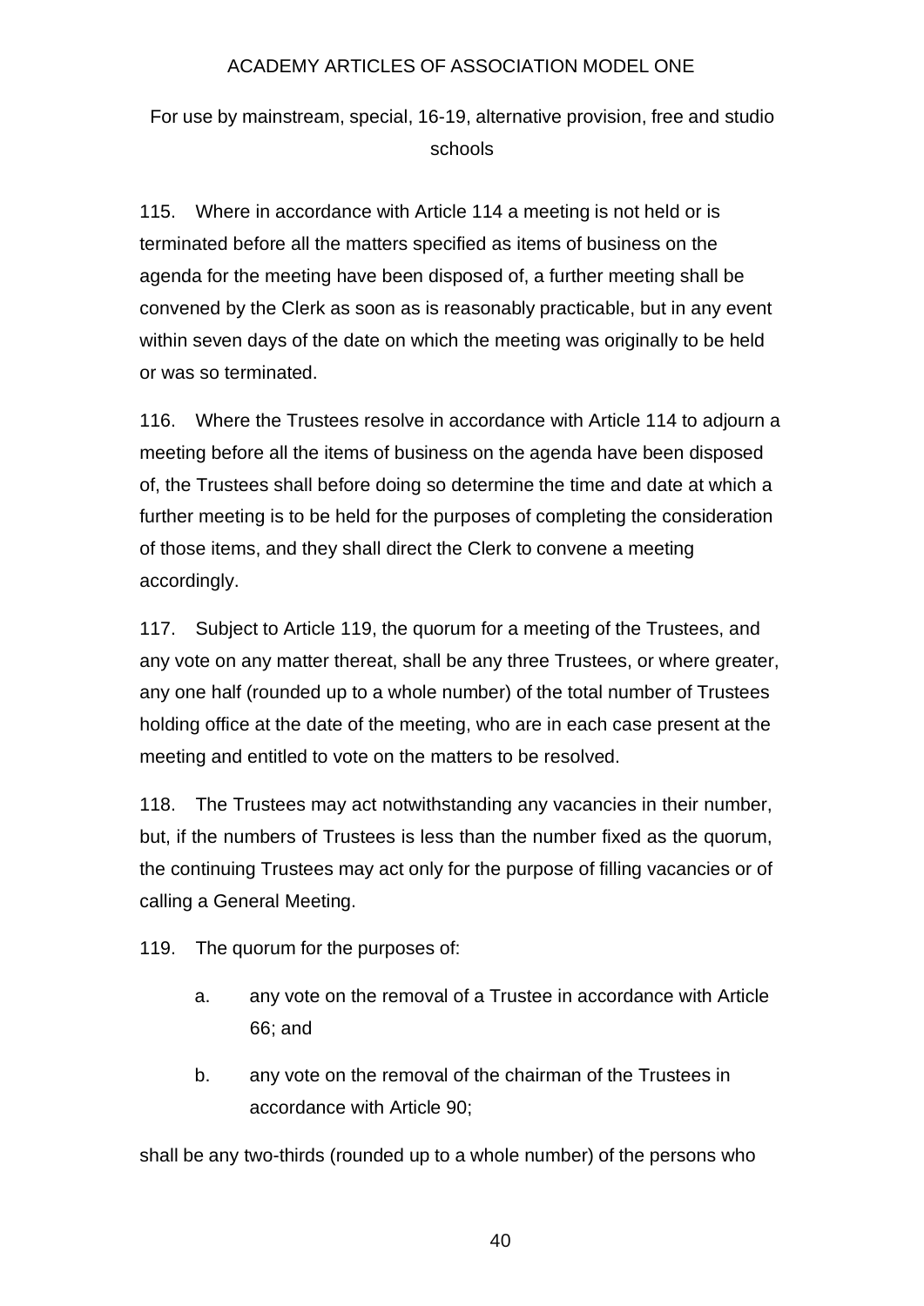115. Where in accordance with Article 114 a meeting is not held or is terminated before all the matters specified as items of business on the agenda for the meeting have been disposed of, a further meeting shall be convened by the Clerk as soon as is reasonably practicable, but in any event within seven days of the date on which the meeting was originally to be held or was so terminated.

116. Where the Trustees resolve in accordance with Article 114 to adjourn a meeting before all the items of business on the agenda have been disposed of, the Trustees shall before doing so determine the time and date at which a further meeting is to be held for the purposes of completing the consideration of those items, and they shall direct the Clerk to convene a meeting accordingly.

117. Subject to Article 119, the quorum for a meeting of the Trustees, and any vote on any matter thereat, shall be any three Trustees, or where greater, any one half (rounded up to a whole number) of the total number of Trustees holding office at the date of the meeting, who are in each case present at the meeting and entitled to vote on the matters to be resolved.

118. The Trustees may act notwithstanding any vacancies in their number, but, if the numbers of Trustees is less than the number fixed as the quorum, the continuing Trustees may act only for the purpose of filling vacancies or of calling a General Meeting.

119. The quorum for the purposes of:

a. any vote on the removal of a Trustee in accordance with Article 66; and

b. any vote on the removal of the chairman of the Trustees in accordance with Article 90;

shall be any two-thirds (rounded up to a whole number) of the persons who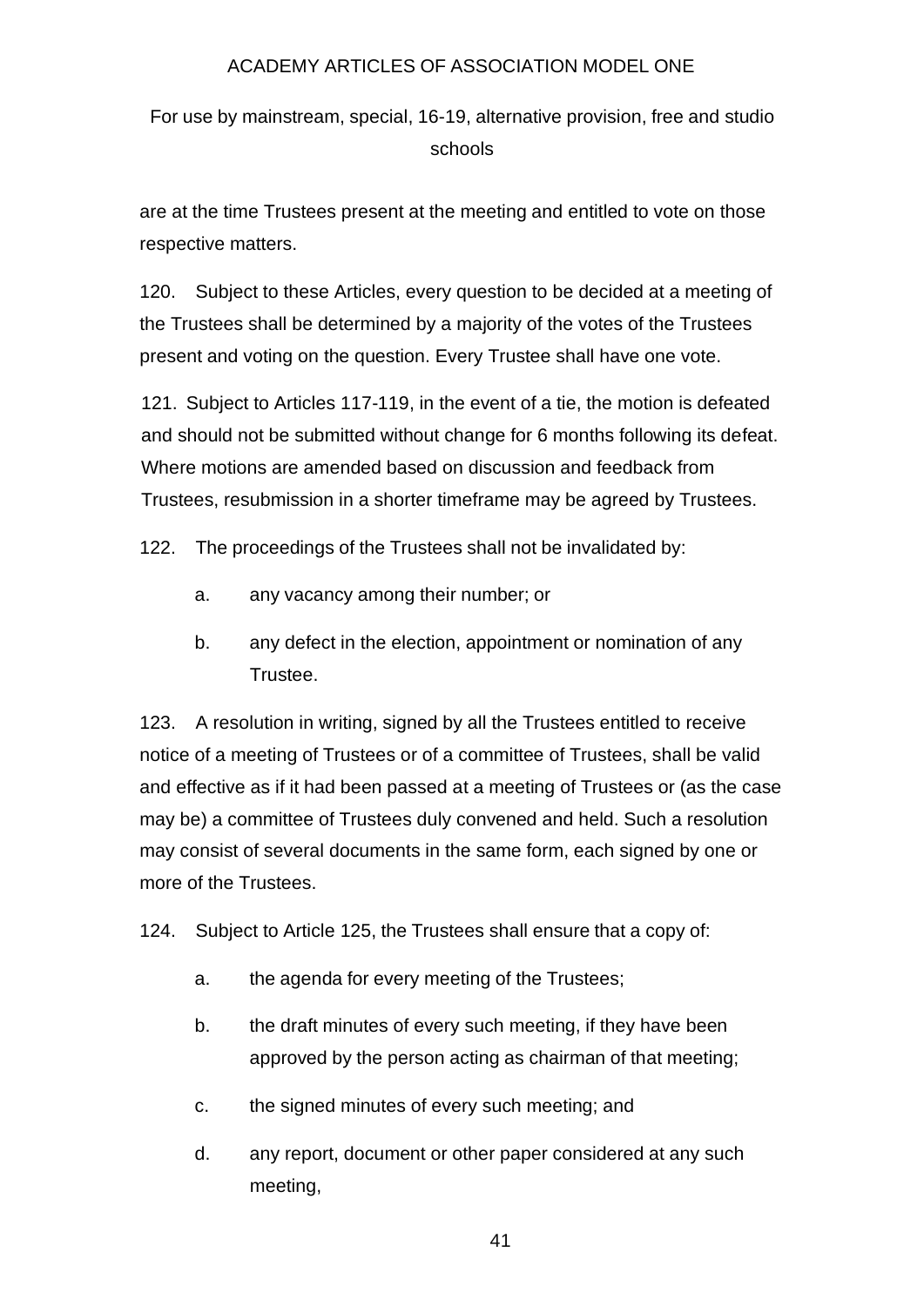are at the time Trustees present at the meeting and entitled to vote on those respective matters.

120. Subject to these Articles, every question to be decided at a meeting of the Trustees shall be determined by a majority of the votes of the Trustees present and voting on the question. Every Trustee shall have one vote.

121. Subject to Articles 117-119, in the event of a tie, the motion is defeated and should not be submitted without change for 6 months following its defeat. Where motions are amended based on discussion and feedback from Trustees, resubmission in a shorter timeframe may be agreed by Trustees.

122. The proceedings of the Trustees shall not be invalidated by:

a. any vacancy among their number; or

b. any defect in the election, appointment or nomination of any Trustee.

123. A resolution in writing, signed by all the Trustees entitled to receive notice of a meeting of Trustees or of a committee of Trustees, shall be valid and effective as if it had been passed at a meeting of Trustees or (as the case may be) a committee of Trustees duly convened and held. Such a resolution may consist of several documents in the same form, each signed by one or more of the Trustees.

124. Subject to Article 125, the Trustees shall ensure that a copy of:

a. the agenda for every meeting of the Trustees;

b. the draft minutes of every such meeting, if they have been approved by the person acting as chairman of that meeting;

c. the signed minutes of every such meeting; and

d. any report, document or other paper considered at any such meeting,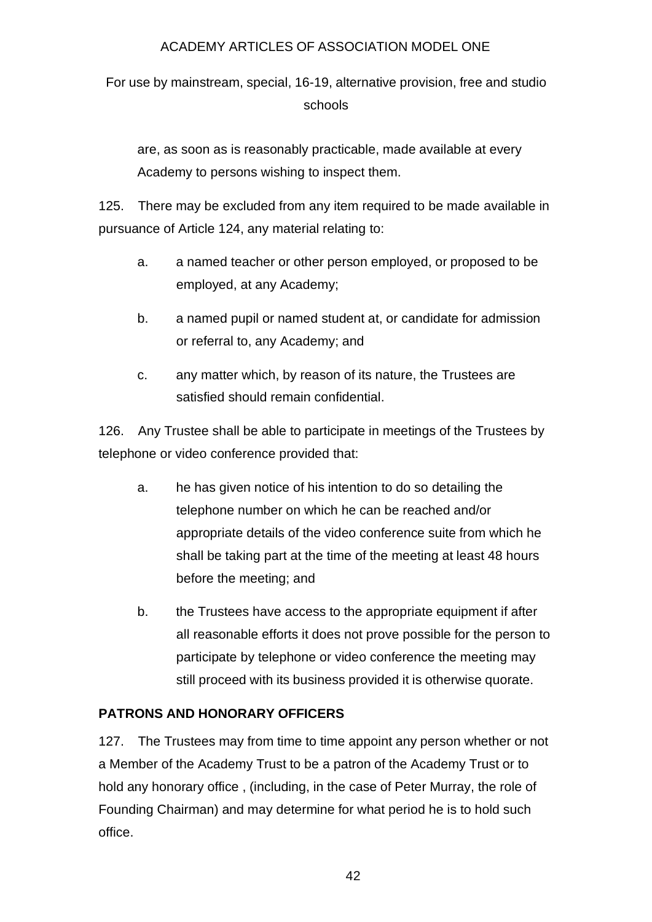are, as soon as is reasonably practicable, made available at every Academy to persons wishing to inspect them.

125. There may be excluded from any item required to be made available in pursuance of Article 124, any material relating to:

a. a named teacher or other person employed, or proposed to be employed, at any Academy;

b. a named pupil or named student at, or candidate for admission or referral to, any Academy; and

c. any matter which, by reason of its nature, the Trustees are satisfied should remain confidential.

126. Any Trustee shall be able to participate in meetings of the Trustees by telephone or video conference provided that:

a. he has given notice of his intention to do so detailing the telephone number on which he can be reached and/or appropriate details of the video conference suite from which he shall be taking part at the time of the meeting at least 48 hours before the meeting; and

b. the Trustees have access to the appropriate equipment if after all reasonable efforts it does not prove possible for the person to participate by telephone or video conference the meeting may still proceed with its business provided it is otherwise quorate.

**PATRONS AND HONORARY OFFICERS**

127. The Trustees may from time to time appoint any person whether or not a Member of the Academy Trust to be a patron of the Academy Trust or to hold any honorary office , (including, in the case of Peter Murray, the role of Founding Chairman) and may determine for what period he is to hold such office.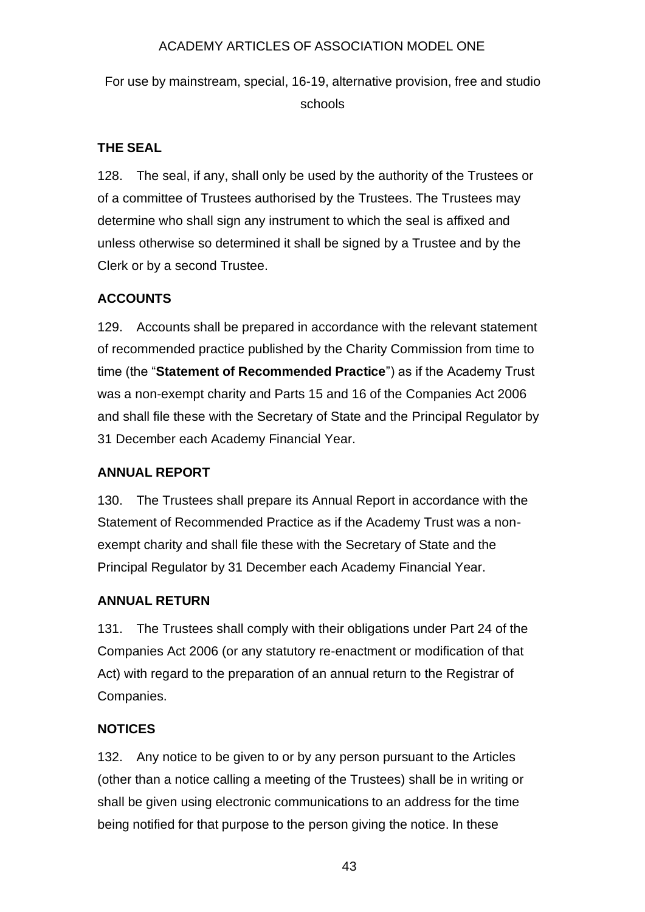## THE SEAL

128. The seal, if any, shall only be used by the authority of the Trustees or of a committee of Trustees authorised by the Trustees. The Trustees may determine who shall sign any instrument to which the seal is affixed and unless otherwise so determined it shall be signed by a Trustee and by the Clerk or by a second Trustee.

## ACCOUNTS

129. Accounts shall be prepared in accordance with the relevant statement of recommended practice published by the Charity Commission from time to time (the "**Statement of Recommended Practice**") as if the Academy Trust was a non-exempt charity and Parts 15 and 16 of the Companies Act 2006 and shall file these with the Secretary of State and the Principal Regulator by 31 December each Academy Financial Year.

## ANNUAL REPORT

130. The Trustees shall prepare its Annual Report in accordance with the Statement of Recommended Practice as if the Academy Trust was a non-exempt charity and shall file these with the Secretary of State and the Principal Regulator by 31 December each Academy Financial Year.

## ANNUAL RETURN

131. The Trustees shall comply with their obligations under Part 24 of the Companies Act 2006 (or any statutory re-enactment or modification of that Act) with regard to the preparation of an annual return to the Registrar of Companies.

## NOTICES

132. Any notice to be given to or by any person pursuant to the Articles (other than a notice calling a meeting of the Trustees) shall be in writing or shall be given using electronic communications to an address for the time being notified for that purpose to the person giving the notice. In these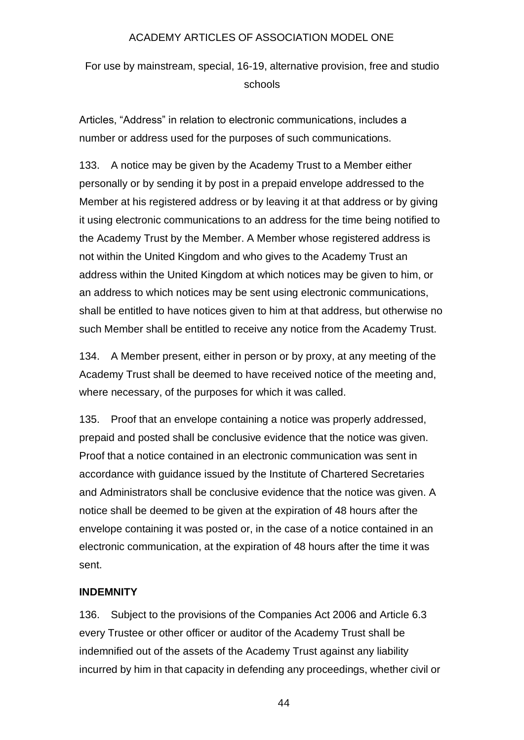Articles, “Address” in relation to electronic communications, includes a number or address used for the purposes of such communications.

133. A notice may be given by the Academy Trust to a Member either personally or by sending it by post in a prepaid envelope addressed to the Member at his registered address or by leaving it at that address or by giving it using electronic communications to an address for the time being notified to the Academy Trust by the Member. A Member whose registered address is not within the United Kingdom and who gives to the Academy Trust an address within the United Kingdom at which notices may be given to him, or an address to which notices may be sent using electronic communications, shall be entitled to have notices given to him at that address, but otherwise no such Member shall be entitled to receive any notice from the Academy Trust.

134. A Member present, either in person or by proxy, at any meeting of the Academy Trust shall be deemed to have received notice of the meeting and, where necessary, of the purposes for which it was called.

135. Proof that an envelope containing a notice was properly addressed, prepaid and posted shall be conclusive evidence that the notice was given. Proof that a notice contained in an electronic communication was sent in accordance with guidance issued by the Institute of Chartered Secretaries and Administrators shall be conclusive evidence that the notice was given. A notice shall be deemed to be given at the expiration of 48 hours after the envelope containing it was posted or, in the case of a notice contained in an electronic communication, at the expiration of 48 hours after the time it was sent.

**INDEMNITY**

136. Subject to the provisions of the Companies Act 2006 and Article 6.3 every Trustee or other officer or auditor of the Academy Trust shall be indemnified out of the assets of the Academy Trust against any liability incurred by him in that capacity in defending any proceedings, whether civil or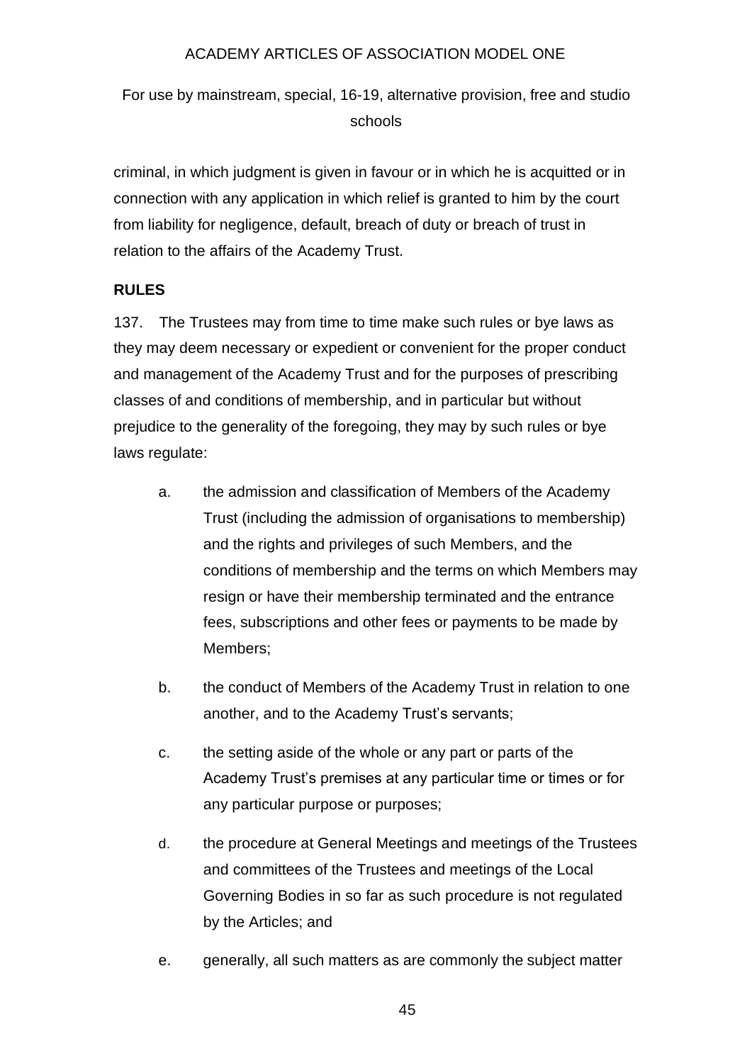criminal, in which judgment is given in favour or in which he is acquitted or in connection with any application in which relief is granted to him by the court from liability for negligence, default, breach of duty or breach of trust in relation to the affairs of the Academy Trust.

**RULES**

137. The Trustees may from time to time make such rules or bye laws as they may deem necessary or expedient or convenient for the proper conduct and management of the Academy Trust and for the purposes of prescribing classes of and conditions of membership, and in particular but without prejudice to the generality of the foregoing, they may by such rules or bye laws regulate:

a. the admission and classification of Members of the Academy Trust (including the admission of organisations to membership) and the rights and privileges of such Members, and the conditions of membership and the terms on which Members may resign or have their membership terminated and the entrance fees, subscriptions and other fees or payments to be made by Members;

b. the conduct of Members of the Academy Trust in relation to one another, and to the Academy Trust's servants;

c. the setting aside of the whole or any part or parts of the Academy Trust's premises at any particular time or times or for any particular purpose or purposes;

d. the procedure at General Meetings and meetings of the Trustees and committees of the Trustees and meetings of the Local Governing Bodies in so far as such procedure is not regulated by the Articles; and

e. generally, all such matters as are commonly the subject matter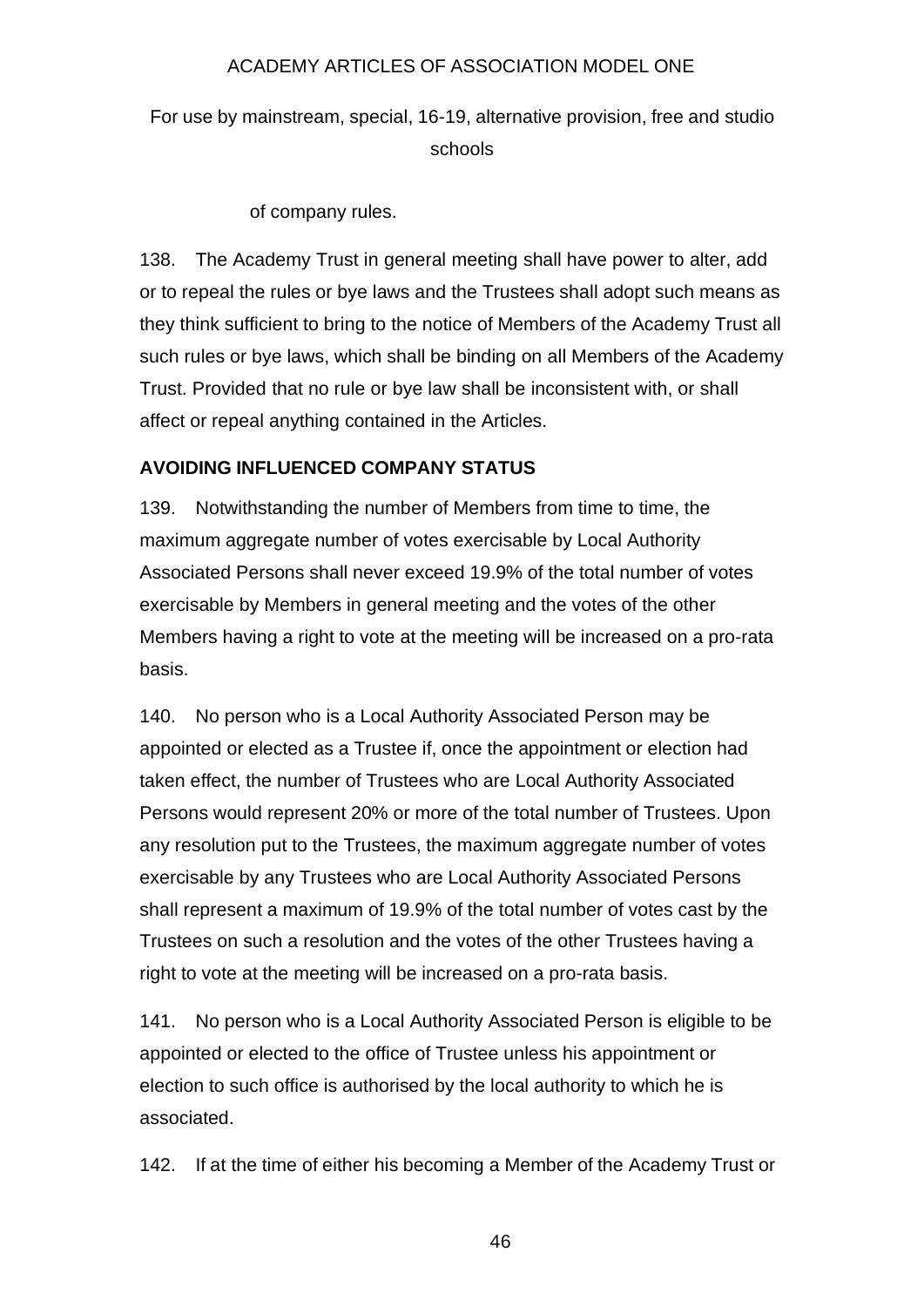of company rules.

138. The Academy Trust in general meeting shall have power to alter, add or to repeal the rules or bye laws and the Trustees shall adopt such means as they think sufficient to bring to the notice of Members of the Academy Trust all such rules or bye laws, which shall be binding on all Members of the Academy Trust. Provided that no rule or bye law shall be inconsistent with, or shall affect or repeal anything contained in the Articles.

**AVOIDING INFLUENCED COMPANY STATUS**

139. Notwithstanding the number of Members from time to time, the maximum aggregate number of votes exercisable by Local Authority Associated Persons shall never exceed 19.9% of the total number of votes exercisable by Members in general meeting and the votes of the other Members having a right to vote at the meeting will be increased on a pro-rata basis.

140. No person who is a Local Authority Associated Person may be appointed or elected as a Trustee if, once the appointment or election had taken effect, the number of Trustees who are Local Authority Associated Persons would represent 20% or more of the total number of Trustees. Upon any resolution put to the Trustees, the maximum aggregate number of votes exercisable by any Trustees who are Local Authority Associated Persons shall represent a maximum of 19.9% of the total number of votes cast by the Trustees on such a resolution and the votes of the other Trustees having a right to vote at the meeting will be increased on a pro-rata basis.

141. No person who is a Local Authority Associated Person is eligible to be appointed or elected to the office of Trustee unless his appointment or election to such office is authorised by the local authority to which he is associated.

142. If at the time of either his becoming a Member of the Academy Trust or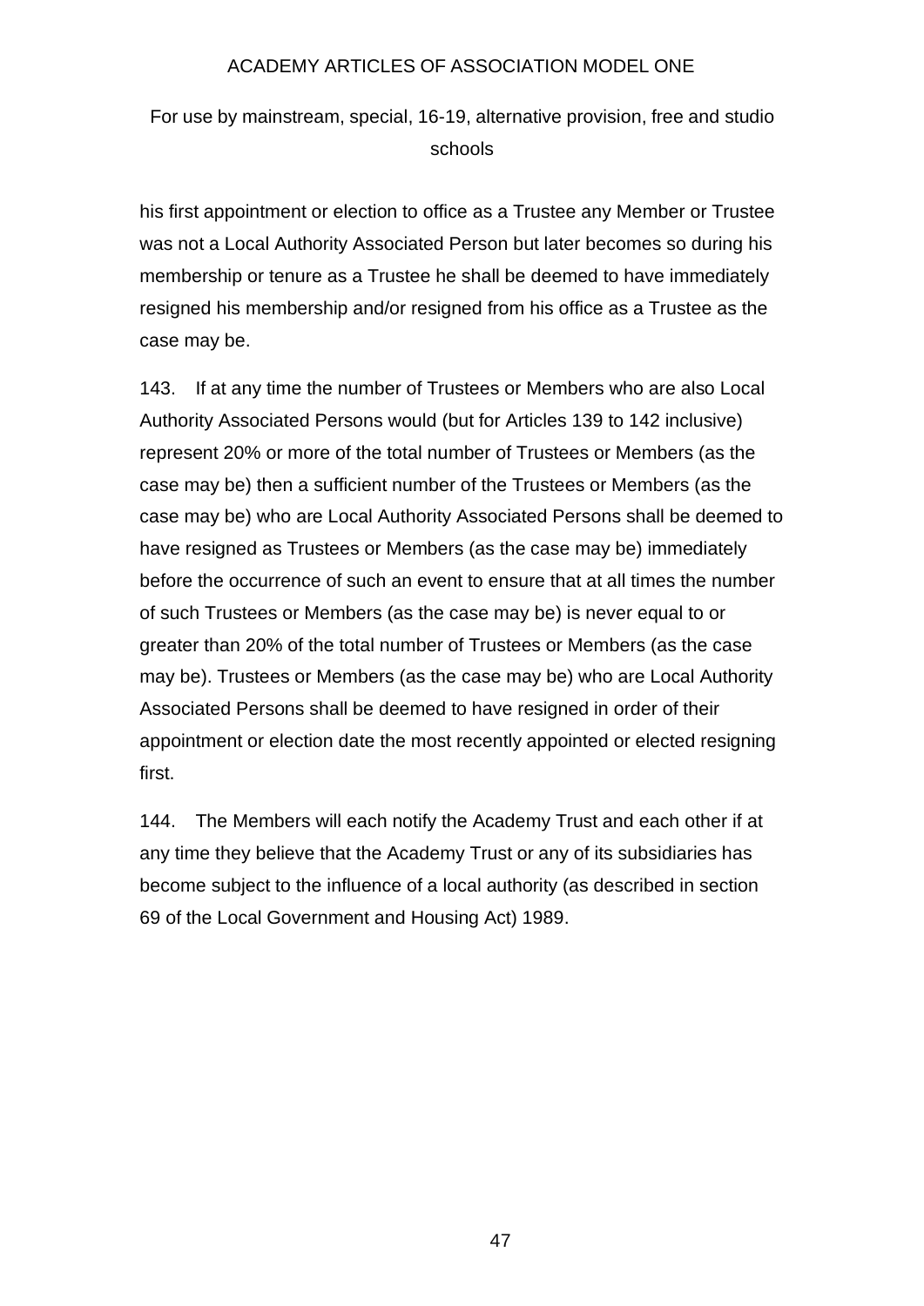his first appointment or election to office as a Trustee any Member or Trustee was not a Local Authority Associated Person but later becomes so during his membership or tenure as a Trustee he shall be deemed to have immediately resigned his membership and/or resigned from his office as a Trustee as the case may be.

143. If at any time the number of Trustees or Members who are also Local Authority Associated Persons would (but for Articles 139 to 142 inclusive) represent 20% or more of the total number of Trustees or Members (as the case may be) then a sufficient number of the Trustees or Members (as the case may be) who are Local Authority Associated Persons shall be deemed to have resigned as Trustees or Members (as the case may be) immediately before the occurrence of such an event to ensure that at all times the number of such Trustees or Members (as the case may be) is never equal to or greater than 20% of the total number of Trustees or Members (as the case may be). Trustees or Members (as the case may be) who are Local Authority Associated Persons shall be deemed to have resigned in order of their appointment or election date the most recently appointed or elected resigning first.

144. The Members will each notify the Academy Trust and each other if at any time they believe that the Academy Trust or any of its subsidiaries has become subject to the influence of a local authority (as described in section 69 of the Local Government and Housing Act) 1989.